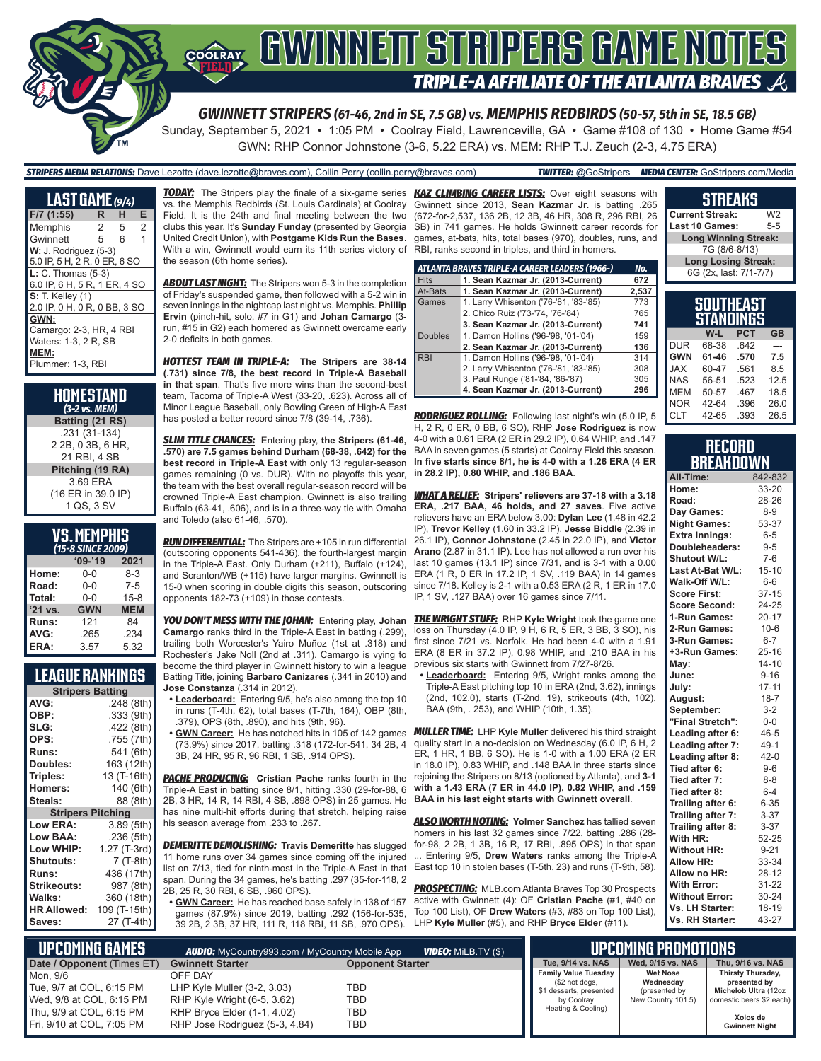# GWINNETT STRIPERS GAME NOTES

## TRIPLE-A AFFILIATE OF THE ATLANTA BRAVES

### GWINNETT STRIPERS (61-46, 2nd in SE, 7.5 GB) vs. MEMPHIS REDBIRDS (50-57, 5th in SE, 18.5 GB)

Sunday, September 5, 2021 • 1:05 PM • Coolray Field, Lawrenceville, GA • Game #108 of 130 • Home Game #54

GWN: RHP Connor Johnstone (3-6, 5.22 ERA) vs. MEM: RHP T.J. Zeuch (2-3, 4.75 ERA)

**STRIPERS MEDIA RELATIONS:** Dave Lezotte (dave.lezotte@braves.com), Collin Perry (collin.perry@braves.com) **TWITTER:** @GoStripers **MEDIA CENTER:** GoStripers.com/Media

## LAST GAME (9/4)

| F/7 (1:55) | R | H | E |
|---|---|---|---|
| Memphis | 2 | 5 | 2 |
| Gwinnett | 5 | 6 | 1 |

**W:** J. Rodriguez (5-3)
5.0 IP, 5 H, 2 R, 0 ER, 6 SO

**L:** C. Thomas (5-3)
6.0 IP, 6 H, 5 R, 1 ER, 4 SO

**S:** T. Kelley (1)
2.0 IP, 0 H, 0 R, 0 BB, 3 SO

**GWN:**
Camargo: 2-3, HR, 4 RBI
Waters: 1-3, 2 R, SB

**MEM:**
Plummer: 1-3, RBI

## HOMESTAND
*(3-2 vs. MEM)*

**Batting (21 RS)**
.231 (31-134)
2 2B, 0 3B, 6 HR,
21 RBI, 4 SB

**Pitching (19 RA)**
3.69 ERA
(16 ER in 39.0 IP)
1 QS, 3 SV

## VS. MEMPHIS
*(15-8 SINCE 2009)*

| | '09-'19 | 2021 |
|---|---|---|
| Home: | 0-0 | 8-3 |
| Road: | 0-0 | 7-5 |
| Total: | 0-0 | 15-8 |
| '21 vs. | GWN | MEM |
| Runs: | 121 | 84 |
| AVG: | .265 | .234 |
| ERA: | 3.57 | 5.32 |

## LEAGUE RANKINGS

| Stripers Batting | |
|---|---|
| AVG: | .248 (8th) |
| OBP: | .333 (9th) |
| SLG: | .422 (8th) |
| OPS: | .755 (7th) |
| Runs: | 541 (6th) |
| Doubles: | 163 (12th) |
| Triples: | 13 (T-16th) |
| Homers: | 140 (6th) |
| Steals: | 88 (8th) |
| **Stripers Pitching** | |
| Low ERA: | 3.89 (5th) |
| Low BAA: | .236 (5th) |
| Low WHIP: | 1.27 (T-3rd) |
| Shutouts: | 7 (T-8th) |
| Runs: | 436 (17th) |
| Strikeouts: | 987 (8th) |
| Walks: | 360 (18th) |
| HR Allowed: | 109 (T-15th) |
| Saves: | 27 (T-4th) |

***TODAY:*** The Stripers play the finale of a six-game series vs. the Memphis Redbirds (St. Louis Cardinals) at Coolray Field. It is the 24th and final meeting between the two clubs this year. It's **Sunday Funday** (presented by Georgia United Credit Union), with **Postgame Kids Run the Bases**. With a win, Gwinnett would earn its 11th series victory of the season (6th home series).

***ABOUT LAST NIGHT:*** The Stripers won 5-3 in the completion of Friday's suspended game, then followed with a 5-2 win in seven innings in the nightcap last night vs. Memphis. **Phillip Ervin** (pinch-hit, solo, #7 in G1) and **Johan Camargo** (3-run, #15 in G2) each homered as Gwinnett overcame early 2-0 deficits in both games.

***HOTTEST TEAM IN TRIPLE-A:*** **The Stripers are 38-14 (.731) since 7/8, the best record in Triple-A Baseball in that span**. That's five more wins than the second-best team, Tacoma of Triple-A West (33-20, .623). Across all of Minor League Baseball, only Bowling Green of High-A East has posted a better record since 7/8 (39-14, .736).

***SLIM TITLE CHANCES:*** Entering play, **the Stripers (61-46, .570) are 7.5 games behind Durham (68-38, .642) for the best record in Triple-A East** with only 13 regular-season games remaining (0 vs. DUR). With no playoffs this year, the team with the best overall regular-season record will be crowned Triple-A East champion. Gwinnett is also trailing Buffalo (63-41, .606), and is in a three-way tie with Omaha and Toledo (also 61-46, .570).

***RUN DIFFERENTIAL:*** The Stripers are +105 in run differential (outscoring opponents 541-436), the fourth-largest margin in the Triple-A East. Only Durham (+211), Buffalo (+124), and Scranton/WB (+115) have larger margins. Gwinnett is 15-0 when scoring in double digits this season, outscoring opponents 182-73 (+109) in those contests.

***YOU DON'T MESS WITH THE JOHAN:*** Entering play, **Johan Camargo** ranks third in the Triple-A East in batting (.299), trailing both Worcester's Yairo Muñoz (1st at .318) and Rochester's Jake Noll (2nd at .311). Camargo is vying to become the third player in Gwinnett history to win a league Batting Title, joining **Barbaro Canizares** (.341 in 2010) and **Jose Constanza** (.314 in 2012).

- **Leaderboard:** Entering 9/5, he's also among the top 10 in runs (T-4th, 62), total bases (T-7th, 164), OBP (8th, .379), OPS (8th, .890), and hits (9th, 96).
- **GWN Career:** He has notched hits in 105 of 142 games (73.9%) since 2017, batting .318 (172-for-541, 34 2B, 4 3B, 24 HR, 95 R, 96 RBI, 1 SB, .914 OPS).

***PACHE PRODUCING:*** **Cristian Pache** ranks fourth in the Triple-A East in batting since 8/1, hitting .330 (29-for-88, 6 2B, 3 HR, 14 R, 14 RBI, 4 SB, .898 OPS) in 25 games. He has nine multi-hit efforts during that stretch, helping raise his season average from .233 to .267.

***DEMERITTE DEMOLISHING:*** **Travis Demeritte** has slugged 11 home runs over 34 games since coming off the injured list on 7/13, tied for ninth-most in the Triple-A East in that span. During the 34 games, he's batting .297 (35-for-118, 2 2B, 25 R, 30 RBI, 6 SB, .960 OPS).

- **GWN Career:** He has reached base safely in 138 of 157 games (87.9%) since 2019, batting .292 (156-for-535, 39 2B, 2 3B, 37 HR, 111 R, 118 RBI, 11 SB, .970 OPS).

***KAZ CLIMBING CAREER LISTS:*** Over eight seasons with Gwinnett since 2013, **Sean Kazmar Jr.** is batting .265 (672-for-2,537, 136 2B, 12 3B, 46 HR, 308 R, 296 RBI, 26 SB) in 741 games. He holds Gwinnett career records for games, at-bats, hits, total bases (970), doubles, runs, and RBI, ranks second in triples, and third in homers.

| ATLANTA BRAVES TRIPLE-A CAREER LEADERS (1966-) | | No. |
|---|---|---|
| Hits | **1. Sean Kazmar Jr. (2013-Current)** | **672** |
| At-Bats | **1. Sean Kazmar Jr. (2013-Current)** | **2,537** |
| Games | 1. Larry Whisenton ('76-'81, '83-'85) | 773 |
| | 2. Chico Ruiz ('73-'74, '76-'84) | 765 |
| | **3. Sean Kazmar Jr. (2013-Current)** | **741** |
| Doubles | 1. Damon Hollins ('96-'98, '01-'04) | 159 |
| | **2. Sean Kazmar Jr. (2013-Current)** | **136** |
| RBI | 1. Damon Hollins ('96-'98, '01-'04) | 314 |
| | 2. Larry Whisenton ('76-'81, '83-'85) | 308 |
| | 3. Paul Runge ('81-'84, '86-'87) | 305 |
| | **4. Sean Kazmar Jr. (2013-Current)** | **296** |

***RODRIGUEZ ROLLING:*** Following last night's win (5.0 IP, 5 H, 2 R, 0 ER, 0 BB, 6 SO), RHP **Jose Rodriguez** is now 4-0 with a 0.61 ERA (2 ER in 29.2 IP), 0.64 WHIP, and .147 BAA in seven games (5 starts) at Coolray Field this season. **In five starts since 8/1, he is 4-0 with a 1.26 ERA (4 ER in 28.2 IP), 0.80 WHIP, and .186 BAA**.

***WHAT A RELIEF:*** **Stripers' relievers are 37-18 with a 3.18 ERA, .217 BAA, 46 holds, and 27 saves**. Five active relievers have an ERA below 3.00: **Dylan Lee** (1.48 in 42.2 IP), **Trevor Kelley** (1.60 in 33.2 IP), **Jesse Biddle** (2.39 in 26.1 IP), **Connor Johnstone** (2.45 in 22.0 IP), and **Victor Arano** (2.87 in 31.1 IP). Lee has not allowed a run over his last 10 games (13.1 IP) since 7/31, and is 3-1 with a 0.00 ERA (1 R, 0 ER in 17.2 IP, 1 SV, .119 BAA) in 14 games since 7/18. Kelley is 2-1 with a 0.53 ERA (2 R, 1 ER in 17.0 IP, 1 SV, .127 BAA) over 16 games since 7/11.

***THE WRIGHT STUFF:*** RHP **Kyle Wright** took the game one loss on Thursday (4.0 IP, 9 H, 6 R, 5 ER, 3 BB, 3 SO), his first since 7/21 vs. Norfolk. He had been 4-0 with a 1.91 ERA (8 ER in 37.2 IP), 0.98 WHIP, and .210 BAA in his previous six starts with Gwinnett from 7/27-8/26.

- **Leaderboard:** Entering 9/5, Wright ranks among the Triple-A East pitching top 10 in ERA (2nd, 3.62), innings (2nd, 102.0), starts (T-2nd, 19), strikeouts (4th, 102), BAA (9th, .253), and WHIP (10th, 1.35).

***MULLER TIME:*** LHP **Kyle Muller** delivered his third straight quality start in a no-decision on Wednesday (6.0 IP, 6 H, 2 ER, 1 HR, 1 BB, 6 SO). He is 1-0 with a 1.00 ERA (2 ER in 18.0 IP), 0.83 WHIP, and .148 BAA in three starts since rejoining the Stripers on 8/13 (optioned by Atlanta), and **3-1 with a 1.43 ERA (7 ER in 44.0 IP), 0.82 WHIP, and .159 BAA in his last eight starts with Gwinnett overall**.

***ALSO WORTH NOTING:*** **Yolmer Sanchez** has tallied seven homers in his last 32 games since 7/22, batting .286 (28-for-98, 2 2B, 1 3B, 16 R, 17 RBI, .895 OPS) in that span ... Entering 9/5, **Drew Waters** ranks among the Triple-A East top 10 in stolen bases (T-5th, 23) and runs (T-9th, 58).

***PROSPECTING:*** MLB.com Atlanta Braves Top 30 Prospects active with Gwinnett (4): OF **Cristian Pache** (#1, #40 on Top 100 List), OF **Drew Waters** (#3, #83 on Top 100 List), LHP **Kyle Muller** (#5), and RHP **Bryce Elder** (#11).

## STREAKS

| | |
|---|---|
| Current Streak: | W2 |
| Last 10 Games: | 5-5 |
| **Long Winning Streak:** | |
| 7G (8/6-8/13) | |
| **Long Losing Streak:** | |
| 6G (2x, last: 7/1-7/7) | |

## SOUTHEAST STANDINGS

| | W-L | PCT | GB |
|---|---|---|---|
| DUR | 68-38 | .642 | --- |
| **GWN** | **61-46** | **.570** | **7.5** |
| JAX | 60-47 | .561 | 8.5 |
| NAS | 56-51 | .523 | 12.5 |
| MEM | 50-57 | .467 | 18.5 |
| NOR | 42-64 | .396 | 26.0 |
| CLT | 42-65 | .393 | 26.5 |

## RECORD BREAKDOWN

| | |
|---|---|
| **All-Time:** | 842-832 |
| **Home:** | 33-20 |
| **Road:** | 28-26 |
| **Day Games:** | 8-9 |
| **Night Games:** | 53-37 |
| **Extra Innings:** | 6-5 |
| **Doubleheaders:** | 9-5 |
| **Shutout W/L:** | 7-6 |
| **Last At-Bat W/L:** | 15-10 |
| **Walk-Off W/L:** | 6-6 |
| **Score First:** | 37-15 |
| **Score Second:** | 24-25 |
| **1-Run Games:** | 20-17 |
| **2-Run Games:** | 10-6 |
| **3-Run Games:** | 6-7 |
| **+3-Run Games:** | 25-16 |
| **May:** | 14-10 |
| **June:** | 9-16 |
| **July:** | 17-11 |
| **August:** | 18-7 |
| **September:** | 3-2 |
| **"Final Stretch":** | 0-0 |
| **Leading after 6:** | 46-5 |
| **Leading after 7:** | 49-1 |
| **Leading after 8:** | 42-0 |
| **Tied after 6:** | 9-6 |
| **Tied after 7:** | 8-8 |
| **Tied after 8:** | 6-4 |
| **Trailing after 6:** | 6-35 |
| **Trailing after 7:** | 3-37 |
| **Trailing after 8:** | 3-37 |
| **With HR:** | 52-25 |
| **Without HR:** | 9-21 |
| **Allow HR:** | 33-34 |
| **Allow no HR:** | 28-12 |
| **With Error:** | 31-22 |
| **Without Error:** | 30-24 |
| **Vs. LH Starter:** | 18-19 |
| **Vs. RH Starter:** | 43-27 |

## UPCOMING GAMES

**AUDIO:** MyCountry993.com / MyCountry Mobile App **VIDEO:** MiLB.TV ($)

| Date / Opponent (Times ET) | Gwinnett Starter | Opponent Starter |
|---|---|---|
| Mon, 9/6 | OFF DAY | |
| Tue, 9/7 at COL, 6:15 PM | LHP Kyle Muller (3-2, 3.03) | TBD |
| Wed, 9/8 at COL, 6:15 PM | RHP Kyle Wright (6-5, 3.62) | TBD |
| Thu, 9/9 at COL, 6:15 PM | RHP Bryce Elder (1-1, 4.02) | TBD |
| Fri, 9/10 at COL, 7:05 PM | RHP Jose Rodriguez (5-3, 4.84) | TBD |

## UPCOMING PROMOTIONS

| Tue, 9/14 vs. NAS | Wed, 9/15 vs. NAS | Thu, 9/16 vs. NAS |
|---|---|---|
| **Family Value Tuesday** ($2 hot dogs, $1 desserts, presented by Coolray Heating & Cooling) | **Wet Nose Wednesday** (presented by New Country 101.5) | **Thirsty Thursday, presented by Michelob Ultra** (12oz domestic beers $2 each) **Xolos de Gwinnett Night** |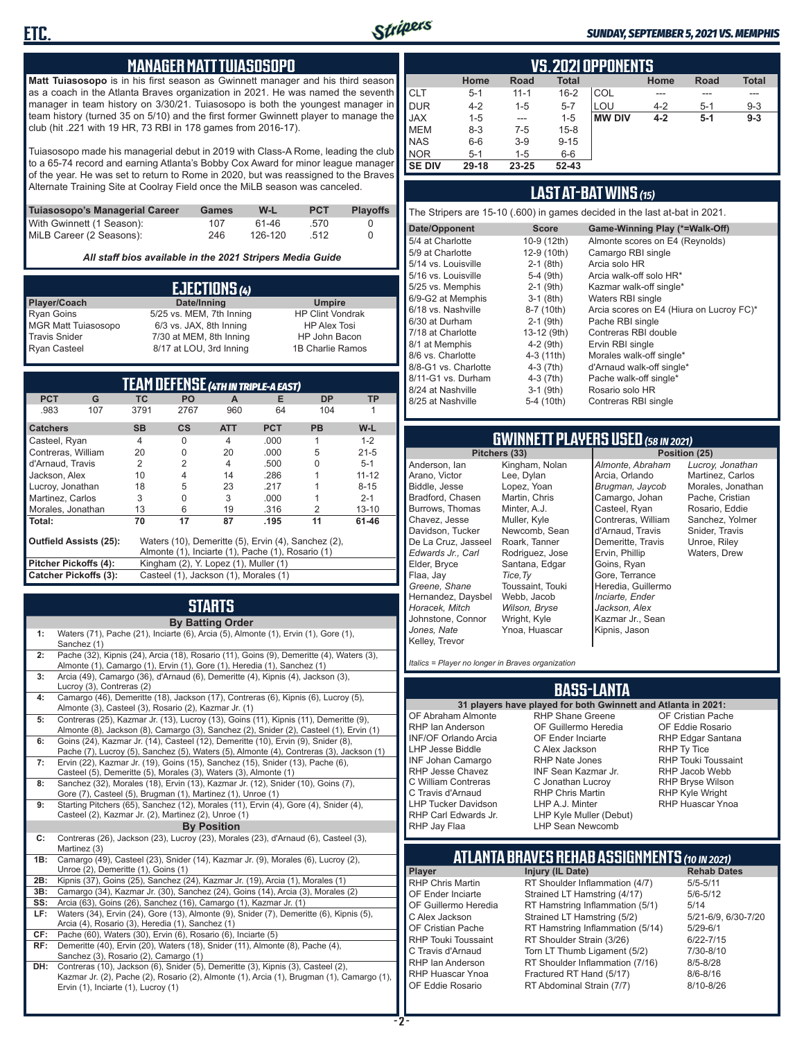## MANAGER MATT TUIASOSOPO

**Matt Tuiasosopo** is in his first season as Gwinnett manager and his third season as a coach in the Atlanta Braves organization in 2021. He was named the seventh manager in team history on 3/30/21. Tuiasosopo is both the youngest manager in team history (turned 35 on 5/10) and the first former Gwinnett player to manage the club (hit .221 with 19 HR, 73 RBI in 178 games from 2016-17).

Tuiasosopo made his managerial debut in 2019 with Class-A Rome, leading the club to a 65-74 record and earning Atlanta's Bobby Cox Award for minor league manager of the year. He was set to return to Rome in 2020, but was reassigned to the Braves Alternate Training Site at Coolray Field once the MiLB season was canceled.

| Tuiasosopo's Managerial Career | Games | W-L | PCT | Playoffs |
|---|---|---|---|---|
| With Gwinnett (1 Season): | 107 | 61-46 | .570 | 0 |
| MiLB Career (2 Seasons): | 246 | 126-120 | .512 | 0 |

*All staff bios available in the 2021 Stripers Media Guide*

## EJECTIONS (4)

| Player/Coach | Date/Inning | Umpire |
|---|---|---|
| Ryan Goins | 5/25 vs. MEM, 7th Inning | HP Clint Vondrak |
| MGR Matt Tuiasosopo | 6/3 vs. JAX, 8th Inning | HP Alex Tosi |
| Travis Snider | 7/30 at MEM, 8th Inning | HP John Bacon |
| Ryan Casteel | 8/17 at LOU, 3rd Inning | 1B Charlie Ramos |

## TEAM DEFENSE (4TH IN TRIPLE-A EAST)

| PCT | G | TC | PO | A | E | DP | TP |
|---|---|---|---|---|---|---|---|
| .983 | 107 | 3791 | 2767 | 960 | 64 | 104 | 1 |

| Catchers | SB | CS | ATT | PCT | PB | W-L |
|---|---|---|---|---|---|---|
| Casteel, Ryan | 4 | 0 | 4 | .000 | 1 | 1-2 |
| Contreras, William | 20 | 0 | 20 | .000 | 5 | 21-5 |
| d'Arnaud, Travis | 2 | 2 | 4 | .500 | 0 | 5-1 |
| Jackson, Alex | 10 | 4 | 14 | .286 | 1 | 11-12 |
| Lucroy, Jonathan | 18 | 5 | 23 | .217 | 1 | 8-15 |
| Martinez, Carlos | 3 | 0 | 3 | .000 | 1 | 2-1 |
| Morales, Jonathan | 13 | 6 | 19 | .316 | 2 | 13-10 |
| **Total:** | 70 | 17 | 87 | .195 | 11 | 61-46 |

**Outfield Assists (25):** Waters (10), Demeritte (5), Ervin (4), Sanchez (2), Almonte (1), Inciarte (1), Pache (1), Rosario (1)

**Pitcher Pickoffs (4):** Kingham (2), Y. Lopez (1), Muller (1)

**Catcher Pickoffs (3):** Casteel (1), Jackson (1), Morales (1)

## STARTS

**By Batting Order**

| | |
|---|---|
| 1: | Waters (71), Pache (21), Inciarte (6), Arcia (5), Almonte (1), Ervin (1), Gore (1), Sanchez (1) |
| 2: | Pache (32), Kipnis (24), Arcia (18), Rosario (11), Goins (9), Demeritte (4), Waters (3), Almonte (1), Camargo (1), Ervin (1), Gore (1), Heredia (1), Sanchez (1) |
| 3: | Arcia (49), Camargo (36), d'Arnaud (6), Demeritte (4), Kipnis (4), Jackson (3), Lucroy (3), Contreras (2) |
| 4: | Camargo (46), Demeritte (18), Jackson (17), Contreras (6), Kipnis (6), Lucroy (5), Almonte (3), Casteel (3), Rosario (2), Kazmar Jr. (1) |
| 5: | Contreras (25), Kazmar Jr. (13), Lucroy (13), Goins (11), Kipnis (11), Demeritte (9), Almonte (8), Jackson (8), Camargo (5), Sanchez (2), Snider (2), Casteel (1), Ervin (1) |
| 6: | Goins (24), Kazmar Jr. (14), Casteel (12), Demeritte (10), Ervin (9), Snider (8), Pache (7), Lucroy (5), Sanchez (5), Waters (5), Almonte (4), Contreras (3), Jackson (1) |
| 7: | Ervin (22), Kazmar Jr. (19), Goins (15), Sanchez (15), Snider (13), Pache (6), Casteel (5), Demeritte (5), Morales (3), Waters (3), Almonte (1) |
| 8: | Sanchez (32), Morales (18), Ervin (13), Kazmar Jr. (12), Snider (10), Goins (7), Gore (7), Casteel (5), Brugman (1), Martinez (1), Unroe (1) |
| 9: | Starting Pitchers (65), Sanchez (12), Morales (11), Ervin (4), Gore (4), Snider (4), Casteel (2), Kazmar Jr. (2), Martinez (2), Unroe (1) |

**By Position**

| | |
|---|---|
| C: | Contreras (26), Jackson (23), Lucroy (23), Morales (23), d'Arnaud (6), Casteel (3), Martinez (3) |
| 1B: | Camargo (49), Casteel (23), Snider (14), Kazmar Jr. (9), Morales (6), Lucroy (2), Unroe (2), Demeritte (1), Goins (1) |
| 2B: | Kipnis (37), Goins (25), Sanchez (24), Kazmar Jr. (19), Arcia (1), Morales (1) |
| 3B: | Camargo (34), Kazmar Jr. (30), Sanchez (24), Goins (14), Arcia (3), Morales (2) |
| SS: | Arcia (63), Goins (26), Sanchez (16), Camargo (1), Kazmar Jr. (1) |
| LF: | Waters (34), Ervin (24), Gore (13), Almonte (9), Snider (7), Demeritte (6), Kipnis (5), Arcia (4), Rosario (3), Heredia (1), Sanchez (1) |
| CF: | Pache (60), Waters (30), Ervin (6), Rosario (6), Inciarte (5) |
| RF: | Demeritte (40), Ervin (20), Waters (18), Snider (11), Almonte (8), Pache (4), Sanchez (3), Rosario (2), Camargo (1) |
| DH: | Contreras (10), Jackson (6), Snider (5), Demeritte (3), Kipnis (3), Casteel (2), Kazmar Jr. (2), Pache (2), Rosario (2), Almonte (1), Arcia (1), Brugman (1), Camargo (1), Ervin (1), Inciarte (1), Lucroy (1) |

## VS. 2021 OPPONENTS

| | Home | Road | Total | | Home | Road | Total |
|---|---|---|---|---|---|---|---|
| CLT | 5-1 | 11-1 | 16-2 | COL | --- | --- | --- |
| DUR | 4-2 | 1-5 | 5-7 | LOU | 4-2 | 5-1 | 9-3 |
| JAX | 1-5 | --- | 1-5 | **MW DIV** | **4-2** | **5-1** | **9-3** |
| MEM | 8-3 | 7-5 | 15-8 | | | | |
| NAS | 6-6 | 3-9 | 9-15 | | | | |
| NOR | 5-1 | 1-5 | 6-6 | | | | |
| **SE DIV** | **29-18** | **23-25** | **52-43** | | | | |

## LAST AT-BAT WINS (15)

The Stripers are 15-10 (.600) in games decided in the last at-bat in 2021.

| Date/Opponent | Score | Game-Winning Play (*=Walk-Off) |
|---|---|---|
| 5/4 at Charlotte | 10-9 (12th) | Almonte scores on E4 (Reynolds) |
| 5/9 at Charlotte | 12-9 (10th) | Camargo RBI single |
| 5/14 vs. Louisville | 2-1 (8th) | Arcia solo HR |
| 5/16 vs. Louisville | 5-4 (9th) | Arcia walk-off solo HR* |
| 5/25 vs. Memphis | 2-1 (9th) | Kazmar walk-off single* |
| 6/9-G2 at Memphis | 3-1 (8th) | Waters RBI single |
| 6/18 vs. Nashville | 8-7 (10th) | Arcia scores on E4 (Hiura on Lucroy FC)* |
| 6/30 at Durham | 2-1 (9th) | Pache RBI single |
| 7/18 at Charlotte | 13-12 (9th) | Contreras RBI double |
| 8/1 at Memphis | 4-2 (9th) | Ervin RBI single |
| 8/6 vs. Charlotte | 4-3 (11th) | Morales walk-off single* |
| 8/8-G1 vs. Charlotte | 4-3 (7th) | d'Arnaud walk-off single* |
| 8/11-G1 vs. Durham | 4-3 (7th) | Pache walk-off single* |
| 8/24 at Nashville | 3-1 (9th) | Rosario solo HR |
| 8/25 at Nashville | 5-4 (10th) | Contreras RBI single |

## GWINNETT PLAYERS USED (58 IN 2021)

| Pitchers (33) | | Position (25) | |
|---|---|---|---|
| Anderson, Ian | Kingham, Nolan | *Almonte, Abraham* | *Lucroy, Jonathan* |
| Arano, Victor | Lee, Dylan | Arcia, Orlando | Martinez, Carlos |
| Biddle, Jesse | Lopez, Yoan | *Brugman, Jaycob* | Morales, Jonathan |
| Bradford, Chasen | Martin, Chris | Camargo, Johan | Pache, Cristian |
| Burrows, Thomas | Minter, A.J. | Casteel, Ryan | Rosario, Eddie |
| Chavez, Jesse | Muller, Kyle | Contreras, William | Sanchez, Yolmer |
| Davidson, Tucker | Newcomb, Sean | d'Arnaud, Travis | Snider, Travis |
| De La Cruz, Jasseel | Roark, Tanner | Demeritte, Travis | Unroe, Riley |
| *Edwards Jr., Carl* | Rodriguez, Jose | Ervin, Phillip | Waters, Drew |
| Elder, Bryce | Santana, Edgar | Goins, Ryan | |
| Flaa, Jay | *Tice, Ty* | Gore, Terrance | |
| *Greene, Shane* | Toussaint, Touki | Heredia, Guillermo | |
| Hernandez, Daysbel | Webb, Jacob | *Inciarte, Ender* | |
| *Horacek, Mitch* | *Wilson, Bryse* | *Jackson, Alex* | |
| Johnstone, Connor | Wright, Kyle | Kazmar Jr., Sean | |
| *Jones, Nate* | Ynoa, Huascar | Kipnis, Jason | |
| Kelley, Trevor | | | |

*Italics = Player no longer in Braves organization*

## BASS-LANTA

**31 players have played for both Gwinnett and Atlanta in 2021:**

| | | |
|---|---|---|
| OF Abraham Almonte | RHP Shane Greene | OF Cristian Pache |
| RHP Ian Anderson | OF Guillermo Heredia | OF Eddie Rosario |
| INF/OF Orlando Arcia | OF Ender Inciarte | RHP Edgar Santana |
| LHP Jesse Biddle | C Alex Jackson | RHP Ty Tice |
| INF Johan Camargo | RHP Nate Jones | RHP Touki Toussaint |
| RHP Jesse Chavez | INF Sean Kazmar Jr. | RHP Jacob Webb |
| C William Contreras | C Jonathan Lucroy | RHP Bryse Wilson |
| C Travis d'Arnaud | RHP Chris Martin | RHP Kyle Wright |
| LHP Tucker Davidson | LHP A.J. Minter | RHP Huascar Ynoa |
| RHP Carl Edwards Jr. | LHP Kyle Muller (Debut) | |
| RHP Jay Flaa | LHP Sean Newcomb | |

## ATLANTA BRAVES REHAB ASSIGNMENTS (10 IN 2021)

| Player | Injury (IL Date) | Rehab Dates |
|---|---|---|
| RHP Chris Martin | RT Shoulder Inflammation (4/7) | 5/5-5/11 |
| OF Ender Inciarte | Strained LT Hamstring (4/17) | 5/6-5/12 |
| OF Guillermo Heredia | RT Hamstring Inflammation (5/1) | 5/14 |
| C Alex Jackson | Strained LT Hamstring (5/2) | 5/21-6/9, 6/30-7/20 |
| OF Cristian Pache | RT Hamstring Inflammation (5/14) | 5/29-6/1 |
| RHP Touki Toussaint | RT Shoulder Strain (3/26) | 6/22-7/15 |
| C Travis d'Arnaud | Torn LT Thumb Ligament (5/2) | 7/30-8/10 |
| RHP Ian Anderson | RT Shoulder Inflammation (7/16) | 8/5-8/28 |
| RHP Huascar Ynoa | Fractured RT Hand (5/17) | 8/6-8/16 |
| OF Eddie Rosario | RT Abdominal Strain (7/7) | 8/10-8/26 |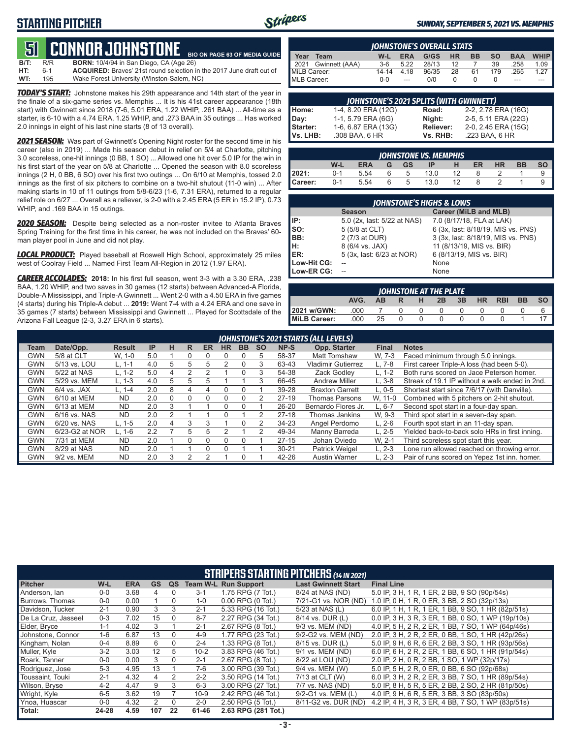# STARTING PITCHER

**SUNDAY, SEPTEMBER 5, 2021 VS. MEMPHIS**

## 51 CONNOR JOHNSTONE

BIO ON PAGE 63 OF MEDIA GUIDE

| | | | |
|---|---|---|---|
| **B/T:** | R/R | **BORN:** | 10/4/94 in San Diego, CA (Age 26) |
| **HT:** | 6-1 | **ACQUIRED:** | Braves' 21st round selection in the 2017 June draft out of |
| **WT:** | 195 | | Wake Forest University (Winston-Salem, NC) |

***TODAY'S START:*** Johnstone makes his 29th appearance and 14th start of the year in the finale of a six-game series vs. Memphis ... It is his 41st career appearance (18th start) with Gwinnett since 2018 (7-6, 5.01 ERA, 1.22 WHIP, .261 BAA) ... All-time as a starter, is 6-10 with a 4.74 ERA, 1.25 WHIP, and .273 BAA in 35 outings ... Has worked 2.0 innings in eight of his last nine starts (8 of 13 overall).

***2021 SEASON:*** Was part of Gwinnett's Opening Night roster for the second time in his career (also in 2019) ... Made his season debut in relief on 5/4 at Charlotte, pitching 3.0 scoreless, one-hit innings (0 BB, 1 SO) ... Allowed one hit over 5.0 IP for the win in his first start of the year on 5/8 at Charlotte ... Opened the season with 8.0 scoreless innings (2 H, 0 BB, 6 SO) over his first two outings ... On 6/10 at Memphis, tossed 2.0 innings as the first of six pitchers to combine on a two-hit shutout (11-0 win) ... After making starts in 10 of 11 outings from 5/8-6/23 (1-6, 7.31 ERA), returned to a regular relief role on 6/27 ... Overall as a reliever, is 2-0 with a 2.45 ERA (5 ER in 15.2 IP), 0.73 WHIP, and .169 BAA in 15 outings.

***2020 SEASON:*** Despite being selected as a non-roster invitee to Atlanta Braves Spring Training for the first time in his career, he was not included on the Braves' 60-man player pool in June and did not play.

***LOCAL PRODUCT:*** Played baseball at Roswell High School, approximately 25 miles west of Coolray Field ... Named First Team All-Region in 2012 (1.97 ERA).

***CAREER ACCOLADES:*** **2018:** In his first full season, went 3-3 with a 3.30 ERA, .238 BAA, 1.20 WHIP, and two saves in 30 games (12 starts) between Advanced-A Florida, Double-A Mississippi, and Triple-A Gwinnett ... Went 2-0 with a 4.50 ERA in five games (4 starts) during his Triple-A debut ... **2019:** Went 7-4 with a 4.24 ERA and one save in 35 games (7 starts) between Mississippi and Gwinnett ... Played for Scottsdale of the Arizona Fall League (2-3, 3.27 ERA in 6 starts).

### JOHNSTONE'S OVERALL STATS

| Year | Team | W-L | ERA | G/GS | HR | BB | SO | BAA | WHIP |
|---|---|---|---|---|---|---|---|---|---|
| 2021 | Gwinnett (AAA) | 3-6 | 5.22 | 28/13 | 12 | 7 | 39 | .258 | 1.09 |
| MiLB Career: | | 14-14 | 4.18 | 96/35 | 28 | 61 | 179 | .265 | 1.27 |
| MLB Career: | | 0-0 | --- | 0/0 | 0 | 0 | 0 | --- | --- |

### JOHNSTONE'S 2021 SPLITS (WITH GWINNETT)

| | | | |
|---|---|---|---|
| Home: | 1-4, 8.20 ERA (12G) | Road: | 2-2, 2.78 ERA (16G) |
| Day: | 1-1, 5.79 ERA (6G) | Night: | 2-5, 5.11 ERA (22G) |
| Starter: | 1-6, 6.87 ERA (13G) | Reliever: | 2-0, 2.45 ERA (15G) |
| Vs. LHB: | .308 BAA, 6 HR | Vs. RHB: | .223 BAA, 6 HR |

### JOHNSTONE VS. MEMPHIS

| | W-L | ERA | G | GS | IP | H | ER | HR | BB | SO |
|---|---|---|---|---|---|---|---|---|---|---|
| 2021: | 0-1 | 5.54 | 6 | 5 | 13.0 | 12 | 8 | 2 | 1 | 9 |
| Career: | 0-1 | 5.54 | 6 | 5 | 13.0 | 12 | 8 | 2 | 1 | 9 |

### JOHNSTONE'S HIGHS & LOWS

| | Season | Career (MiLB and MLB) |
|---|---|---|
| IP: | 5.0 (2x, last: 5/22 at NAS) | 7.0 (8/17/18, FLA at LAK) |
| SO: | 5 (5/8 at CLT) | 6 (3x, last: 8/18/19, MIS vs. PNS) |
| BB: | 2 (7/3 at DUR) | 3 (3x, last: 8/18/19, MIS vs. PNS) |
| H: | 8 (6/4 vs. JAX) | 11 (8/13/19, MIS vs. BIR) |
| ER: | 5 (3x, last: 6/23 at NOR) | 6 (8/13/19, MIS vs. BIR) |
| Low-Hit CG: | -- | None |
| Low-ER CG: | -- | None |

### JOHNSTONE AT THE PLATE

| | AVG. | AB | R | H | 2B | 3B | HR | RBI | BB | SO |
|---|---|---|---|---|---|---|---|---|---|---|
| 2021 w/GWN: | .000 | 7 | 0 | 0 | 0 | 0 | 0 | 0 | 0 | 6 |
| MiLB Career: | .000 | 25 | 0 | 0 | 0 | 0 | 0 | 0 | 1 | 17 |

### JOHNSTONE'S 2021 STARTS (ALL LEVELS)

| Team | Date/Opp. | Result | IP | H | R | ER | HR | BB | SO | NP-S | Opp. Starter | Final | Notes |
|---|---|---|---|---|---|---|---|---|---|---|---|---|---|
| GWN | 5/8 at CLT | W, 1-0 | 5.0 | 1 | 0 | 0 | 0 | 0 | 5 | 58-37 | Matt Tomshaw | W, 7-3 | Faced minimum through 5.0 innings. |
| GWN | 5/13 vs. LOU | L, 1-1 | 4.0 | 5 | 5 | 5 | 2 | 0 | 3 | 63-43 | Vladimir Gutierrez | L, 7-8 | First career Triple-A loss (had been 5-0). |
| GWN | 5/22 at NAS | L, 1-2 | 5.0 | 4 | 2 | 2 | 1 | 0 | 3 | 54-38 | Zack Godley | L, 1-2 | Both runs scored on Jace Peterson homer. |
| GWN | 5/29 vs. MEM | L, 1-3 | 4.0 | 5 | 5 | 5 | 1 | 1 | 3 | 66-45 | Andrew Miller | L, 3-8 | Streak of 19.1 IP without a walk ended in 2nd. |
| GWN | 6/4 vs. JAX | L, 1-4 | 2.0 | 8 | 4 | 4 | 0 | 0 | 1 | 39-28 | Braxton Garrett | L, 0-5 | Shortest start since 7/6/17 (with Danville). |
| GWN | 6/10 at MEM | ND | 2.0 | 0 | 0 | 0 | 0 | 0 | 2 | 27-19 | Thomas Parsons | W, 11-0 | Combined with 5 pitchers on 2-hit shutout. |
| GWN | 6/13 at MEM | ND | 2.0 | 3 | 1 | 1 | 0 | 0 | 1 | 26-20 | Bernardo Flores Jr. | L, 6-7 | Second spot start in a four-day span. |
| GWN | 6/16 vs. NAS | ND | 2.0 | 2 | 1 | 1 | 0 | 1 | 2 | 27-18 | Thomas Jankins | W, 9-3 | Third spot start in a seven-day span. |
| GWN | 6/20 vs. NAS | L, 1-5 | 2.0 | 4 | 3 | 3 | 1 | 0 | 2 | 34-23 | Angel Perdomo | L, 2-6 | Fourth spot start in an 11-day span. |
| GWN | 6/23-G2 at NOR | L, 1-6 | 2.2 | 7 | 5 | 5 | 2 | 1 | 2 | 49-34 | Manny Barreda | L, 2-5 | Yielded back-to-back solo HRs in first inning. |
| GWN | 7/31 at MEM | ND | 2.0 | 1 | 0 | 0 | 0 | 0 | 1 | 27-15 | Johan Oviedo | W, 2-1 | Third scoreless spot start this year. |
| GWN | 8/29 at NAS | ND | 2.0 | 1 | 1 | 0 | 0 | 1 | 1 | 30-21 | Patrick Weigel | L, 2-3 | Lone run allowed reached on throwing error. |
| GWN | 9/2 vs. MEM | ND | 2.0 | 3 | 2 | 2 | 1 | 0 | 1 | 42-26 | Austin Warner | L, 2-3 | Pair of runs scored on Yepez 1st inn. homer. |

### STRIPERS STARTING PITCHERS (14 IN 2021)

| Pitcher | W-L | ERA | GS | QS | Team W-L | Run Support | Last Gwinnett Start | Final Line |
|---|---|---|---|---|---|---|---|---|
| Anderson, Ian | 0-0 | 3.68 | 4 | 0 | 3-1 | 1.75 RPG (7 Tot.) | 8/24 at NAS (ND) | 5.0 IP, 3 H, 1 R, 1 ER, 2 BB, 9 SO (90p/54s) |
| Burrows, Thomas | 0-0 | 0.00 | 1 | 0 | 1-0 | 0.00 RPG (0 Tot.) | 7/21-G1 vs. NOR (ND) | 1.0 IP, 0 H, 1 R, 0 ER, 3 BB, 2 SO (32p/13s) |
| Davidson, Tucker | 2-1 | 0.90 | 3 | 3 | 2-1 | 5.33 RPG (16 Tot.) | 5/23 at NAS (L) | 6.0 IP, 1 H, 1 R, 1 ER, 1 BB, 9 SO, 1 HR (82p/51s) |
| De La Cruz, Jasseel | 0-3 | 7.02 | 15 | 0 | 8-7 | 2.27 RPG (34 Tot.) | 8/14 vs. DUR (L) | 0.0 IP, 3 H, 3 R, 3 ER, 1 BB, 0 SO, 1 WP (19p/10s) |
| Elder, Bryce | 1-1 | 4.02 | 3 | 1 | 2-1 | 2.67 RPG (8 Tot.) | 9/3 vs. MEM (ND) | 4.0 IP, 5 H, 2 R, 2 ER, 1 BB, 7 SO, 1 WP (64p/46s) |
| Johnstone, Connor | 1-6 | 6.87 | 13 | 0 | 4-9 | 1.77 RPG (23 Tot.) | 9/2-G2 vs. MEM (ND) | 2.0 IP, 3 H, 2 R, 2 ER, 0 BB, 1 SO, 1 HR (42p/26s) |
| Kingham, Nolan | 0-4 | 8.89 | 6 | 0 | 2-4 | 1.33 RPG (8 Tot.) | 8/15 vs. DUR (L) | 5.0 IP, 9 H, 6 R, 6 ER, 2 BB, 3 SO, 1 HR (93p/56s) |
| Muller, Kyle | 3-2 | 3.03 | 12 | 5 | 10-2 | 3.83 RPG (46 Tot.) | 9/1 vs. MEM (ND) | 6.0 IP, 6 H, 2 R, 2 ER, 1 BB, 6 SO, 1 HR (91p/54s) |
| Roark, Tanner | 0-0 | 0.00 | 3 | 0 | 2-1 | 2.67 RPG (8 Tot.) | 8/22 at LOU (ND) | 2.0 IP, 2 H, 0 R, 2 BB, 1 SO, 1 WP (32p/17s) |
| Rodriguez, Jose | 5-3 | 4.95 | 13 | 1 | 7-6 | 3.00 RPG (39 Tot.) | 9/4 vs. MEM (W) | 5.0 IP, 5 H, 2 R, 0 ER, 0 BB, 6 SO (92p/68s) |
| Toussaint, Touki | 2-1 | 4.32 | 4 | 2 | 2-2 | 3.50 RPG (14 Tot.) | 7/13 at CLT (W) | 6.0 IP, 3 H, 2 R, 2 ER, 3 BB, 7 SO, 1 HR (89p/54s) |
| Wilson, Bryse | 4-2 | 4.47 | 9 | 3 | 6-3 | 3.00 RPG (27 Tot.) | 7/7 vs. NAS (ND) | 5.0 IP, 8 H, 5 R, 5 ER, 2 BB, 2 SO, 2 HR (81p/50s) |
| Wright, Kyle | 6-5 | 3.62 | 19 | 7 | 10-9 | 2.42 RPG (46 Tot.) | 9/2-G1 vs. MEM (L) | 4.0 IP, 9 H, 6 R, 5 ER, 3 BB, 3 SO (83p/50s) |
| Ynoa, Huascar | 0-0 | 4.32 | 2 | 0 | 2-0 | 2.50 RPG (5 Tot.) | 8/11-G2 vs. DUR (ND) | 4.2 IP, 4 H, 3 R, 3 ER, 4 BB, 7 SO, 1 WP (83p/51s) |
| **Total:** | **24-28** | **4.59** | **107** | **22** | **61-46** | **2.63 RPG (281 Tot.)** | | |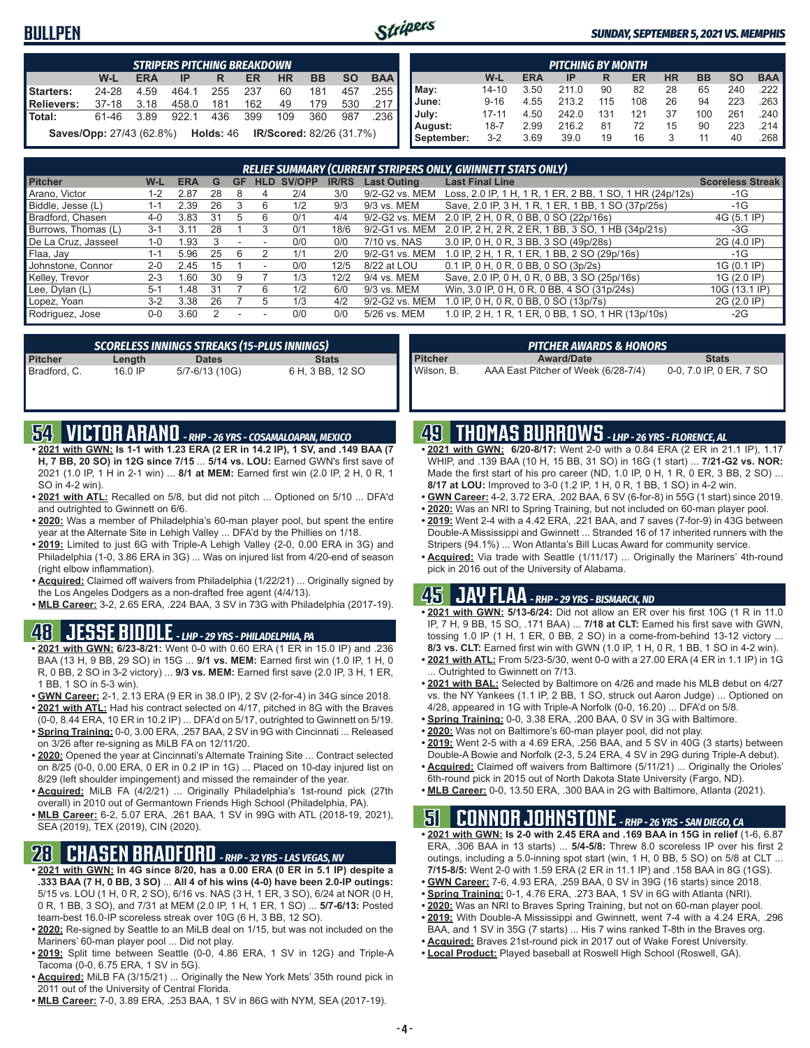## BULLPEN

**SUNDAY, SEPTEMBER 5, 2021 VS. MEMPHIS**

| STRIPERS PITCHING BREAKDOWN | | | | | | | | | |
|---|---|---|---|---|---|---|---|---|---|
| | W-L | ERA | IP | R | ER | HR | BB | SO | BAA |
| Starters: | 24-28 | 4.59 | 464.1 | 255 | 237 | 60 | 181 | 457 | .255 |
| Relievers: | 37-18 | 3.18 | 458.0 | 181 | 162 | 49 | 179 | 530 | .217 |
| Total: | 61-46 | 3.89 | 922.1 | 436 | 399 | 109 | 360 | 987 | .236 |

**Saves/Opp:** 27/43 (62.8%) **Holds:** 46 **IR/Scored:** 82/26 (31.7%)

| PITCHING BY MONTH | | | | | | | | | |
|---|---|---|---|---|---|---|---|---|---|
| | W-L | ERA | IP | R | ER | HR | BB | SO | BAA |
| May: | 14-10 | 3.50 | 211.0 | 90 | 82 | 28 | 65 | 240 | .222 |
| June: | 9-16 | 4.55 | 213.2 | 115 | 108 | 26 | 94 | 223 | .263 |
| July: | 17-11 | 4.50 | 242.0 | 131 | 121 | 37 | 100 | 261 | .240 |
| August: | 18-7 | 2.99 | 216.2 | 81 | 72 | 15 | 90 | 223 | .214 |
| September: | 3-2 | 3.69 | 39.0 | 19 | 16 | 3 | 11 | 40 | .268 |

### RELIEF SUMMARY (CURRENT STRIPERS ONLY, GWINNETT STATS ONLY)

| Pitcher | W-L | ERA | G | GF | HLD | SV/OPP | IR/RS | Last Outing | Last Final Line | Scoreless Streak |
|---|---|---|---|---|---|---|---|---|---|---|
| Arano, Victor | 1-2 | 2.87 | 28 | 8 | 4 | 2/4 | 3/0 | 9/2-G2 vs. MEM | Loss, 2.0 IP, 1 H, 1 R, 1 ER, 2 BB, 1 SO, 1 HR (24p/12s) | -1G |
| Biddle, Jesse (L) | 1-1 | 2.39 | 26 | 3 | 6 | 1/2 | 9/3 | 9/3 vs. MEM | Save, 2.0 IP, 3 H, 1 R, 1 ER, 1 BB, 1 SO (37p/25s) | -1G |
| Bradford, Chasen | 4-0 | 3.83 | 31 | 5 | 6 | 0/1 | 4/4 | 9/2-G2 vs. MEM | 2.0 IP, 2 H, 0 R, 0 BB, 0 SO (22p/16s) | 4G (5.1 IP) |
| Burrows, Thomas (L) | 3-1 | 3.11 | 28 | 1 | 3 | 0/1 | 18/6 | 9/2-G1 vs. MEM | 2.0 IP, 2 H, 2 R, 2 ER, 1 BB, 3 SO, 1 HB (34p/21s) | -3G |
| De La Cruz, Jasseel | 1-0 | 1.93 | 3 | - | - | 0/0 | 0/0 | 7/10 vs. NAS | 3.0 IP, 0 H, 0 R, 3 BB, 3 SO (49p/28s) | 2G (4.0 IP) |
| Flaa, Jay | 1-1 | 5.96 | 25 | 6 | 2 | 1/1 | 2/0 | 9/2-G1 vs. MEM | 1.0 IP, 2 H, 1 R, 1 ER, 1 BB, 2 SO (29p/16s) | -1G |
| Johnstone, Connor | 2-0 | 2.45 | 15 | 1 | - | 0/0 | 12/5 | 8/22 at LOU | 0.1 IP, 0 H, 0 R, 0 BB, 0 SO (3p/2s) | 1G (0.1 IP) |
| Kelley, Trevor | 2-3 | 1.60 | 30 | 9 | 7 | 1/3 | 12/2 | 9/4 vs. MEM | Save, 2.0 IP, 0 H, 0 R, 0 BB, 3 SO (25p/16s) | 1G (2.0 IP) |
| Lee, Dylan (L) | 5-1 | 1.48 | 31 | 7 | 6 | 1/2 | 6/0 | 9/3 vs. MEM | Win, 3.0 IP, 0 H, 0 R, 0 BB, 4 SO (31p/24s) | 10G (13.1 IP) |
| Lopez, Yoan | 3-2 | 3.38 | 26 | 7 | 5 | 1/3 | 4/2 | 9/2-G2 vs. MEM | 1.0 IP, 0 H, 0 R, 0 BB, 0 SO (13p/7s) | 2G (2.0 IP) |
| Rodriguez, Jose | 0-0 | 3.60 | 2 | - | - | 0/0 | 0/0 | 5/26 vs. MEM | 1.0 IP, 2 H, 1 R, 1 ER, 0 BB, 1 SO, 1 HR (13p/10s) | -2G |

### SCORELESS INNINGS STREAKS (15-PLUS INNINGS)

| Pitcher | Length | Dates | Stats |
|---|---|---|---|
| Bradford, C. | 16.0 IP | 5/7-6/13 (10G) | 6 H, 3 BB, 12 SO |

### PITCHER AWARDS & HONORS

| Pitcher | Award/Date | Stats |
|---|---|---|
| Wilson, B. | AAA East Pitcher of Week (6/28-7/4) | 0-0, 7.0 IP, 0 ER, 7 SO |

## 54 VICTOR ARANO - RHP - 26 YRS - COSAMALOAPAN, MEXICO

- **2021 with GWN: Is 1-1 with 1.23 ERA (2 ER in 14.2 IP), 1 SV, and .149 BAA (7 H, 7 BB, 20 SO) in 12G since 7/15** ... **5/14 vs. LOU:** Earned GWN's first save of 2021 (1.0 IP, 1 H in 2-1 win) ... **8/1 at MEM:** Earned first win (2.0 IP, 2 H, 0 R, 1 SO in 4-2 win).
- **2021 with ATL:** Recalled on 5/8, but did not pitch ... Optioned on 5/10 ... DFA'd and outrighted to Gwinnett on 6/6.
- **2020:** Was a member of Philadelphia's 60-man player pool, but spent the entire year at the Alternate Site in Lehigh Valley ... DFA'd by the Phillies on 1/18.
- **2019:** Limited to just 6G with Triple-A Lehigh Valley (2-0, 0.00 ERA in 3G) and Philadelphia (1-0, 3.86 ERA in 3G) ... Was on injured list from 4/20-end of season (right elbow inflammation).
- **Acquired:** Claimed off waivers from Philadelphia (1/22/21) ... Originally signed by the Los Angeles Dodgers as a non-drafted free agent (4/4/13).
- **MLB Career:** 3-2, 2.65 ERA, .224 BAA, 3 SV in 73G with Philadelphia (2017-19).

## 48 JESSE BIDDLE - LHP - 29 YRS - PHILADELPHIA, PA

- **2021 with GWN: 6/23-8/21:** Went 0-0 with 0.60 ERA (1 ER in 15.0 IP) and .236 BAA (13 H, 9 BB, 29 SO) in 15G ... **9/1 vs. MEM:** Earned first win (1.0 IP, 1 H, 0 R, 0 BB, 2 SO in 3-2 victory) ... **9/3 vs. MEM:** Earned first save (2.0 IP, 3 H, 1 ER, 1 BB, 1 SO in 5-3 win).
- **GWN Career:** 2-1, 2.13 ERA (9 ER in 38.0 IP), 2 SV (2-for-4) in 34G since 2018.
- **2021 with ATL:** Had his contract selected on 4/17, pitched in 8G with the Braves (0-0, 8.44 ERA, 10 ER in 10.2 IP) ... DFA'd on 5/17, outrighted to Gwinnett on 5/19.
- **Spring Training:** 0-0, 3.00 ERA, .257 BAA, 2 SV in 9G with Cincinnati ... Released on 3/26 after re-signing as MiLB FA on 12/11/20.
- **2020:** Opened the year at Cincinnati's Alternate Training Site ... Contract selected on 8/25 (0-0, 0.00 ERA, 0 ER in 0.2 IP in 1G) ... Placed on 10-day injured list on 8/29 (left shoulder impingement) and missed the remainder of the year.
- **Acquired:** MiLB FA (4/2/21) ... Originally Philadelphia's 1st-round pick (27th overall) in 2010 out of Germantown Friends High School (Philadelphia, PA).
- **MLB Career:** 6-2, 5.07 ERA, .261 BAA, 1 SV in 99G with ATL (2018-19, 2021), SEA (2019), TEX (2019), CIN (2020).

## 28 CHASEN BRADFORD - RHP - 32 YRS - LAS VEGAS, NV

- **2021 with GWN: In 4G since 8/20, has a 0.00 ERA (0 ER in 5.1 IP) despite a .333 BAA (7 H, 0 BB, 3 SO)** ... **All 4 of his wins (4-0) have been 2.0-IP outings:** 5/15 vs. LOU (1 H, 0 R, 2 SO), 6/16 vs. NAS (3 H, 1 ER, 3 SO), 6/24 at NOR (0 H, 0 R, 1 BB, 3 SO), and 7/31 at MEM (2.0 IP, 1 H, 1 ER, 1 SO) ... **5/7-6/13:** Posted team-best 16.0-IP scoreless streak over 10G (6 H, 3 BB, 12 SO).
- **2020:** Re-signed by Seattle to an MiLB deal on 1/15, but was not included on the Mariners' 60-man player pool ... Did not play.
- **2019:** Split time between Seattle (0-0, 4.86 ERA, 1 SV in 12G) and Triple-A Tacoma (0-0, 6.75 ERA, 1 SV in 5G).
- **Acquired:** MiLB FA (3/15/21) ... Originally the New York Mets' 35th round pick in 2011 out of the University of Central Florida.
- **MLB Career:** 7-0, 3.89 ERA, .253 BAA, 1 SV in 86G with NYM, SEA (2017-19).

## 49 THOMAS BURROWS - LHP - 26 YRS - FLORENCE, AL

- **2021 with GWN: 6/20-8/17:** Went 2-0 with a 0.84 ERA (2 ER in 21.1 IP), 1.17 WHIP, and .139 BAA (10 H, 15 BB, 31 SO) in 16G (1 start) ... **7/21-G2 vs. NOR:** Made the first start of his pro career (ND, 1.0 IP, 0 H, 1 R, 0 ER, 3 BB, 2 SO) ... **8/17 at LOU:** Improved to 3-0 (1.2 IP, 1 H, 0 R, 1 BB, 1 SO) in 4-2 win.
- **GWN Career:** 4-2, 3.72 ERA, .202 BAA, 6 SV (6-for-8) in 55G (1 start) since 2019.
- **2020:** Was an NRI to Spring Training, but not included on 60-man player pool.
- **2019:** Went 2-4 with a 4.42 ERA, .221 BAA, and 7 saves (7-for-9) in 43G between Double-A Mississippi and Gwinnett ... Stranded 16 of 17 inherited runners with the Stripers (94.1%) ... Won Atlanta's Bill Lucas Award for community service.
- **Acquired:** Via trade with Seattle (1/11/17) ... Originally the Mariners' 4th-round pick in 2016 out of the University of Alabama.

## 45 JAY FLAA - RHP - 29 YRS - BISMARCK, ND

- **2021 with GWN: 5/13-6/24:** Did not allow an ER over his first 10G (1 R in 11.0 IP, 7 H, 9 BB, 15 SO, .171 BAA) ... **7/18 at CLT:** Earned his first save with GWN, tossing 1.0 IP (1 H, 1 ER, 0 BB, 2 SO) in a come-from-behind 13-12 victory ... **8/3 vs. LOU:** Earned first win with GWN (1.0 IP, 1 H, 0 R, 1 BB, 1 SO in 4-2 win).
- **2021 with ATL:** From 5/23-5/30, went 0-0 with a 27.00 ERA (4 ER in 1.1 IP) in 1G ... Outrighted to Gwinnett on 7/13.
- **2021 with BAL:** Selected by Baltimore on 4/26 and made his MLB debut on 4/27 vs. the NY Yankees (1.1 IP, 2 BB, 1 SO, struck out Aaron Judge) ... Optioned on 4/28, appeared in 1G with Triple-A Norfolk (0-0, 16.20) ... DFA'd on 5/8.
- **Spring Training:** 0-0, 3.38 ERA, .200 BAA, 0 SV in 3G with Baltimore.
- **2020:** Was not on Baltimore's 60-man player pool, did not play.
- **2019:** Went 2-5 with a 4.69 ERA, .256 BAA, and 5 SV in 40G (3 starts) between Double-A Bowie and Norfolk (2-3, 5.24 ERA, 4 SV in 29G during Triple-A debut).
- **Acquired:** Claimed off waivers from Baltimore (5/11/21) ... Originally the Orioles' 6th-round pick in 2015 out of North Dakota State University (Fargo, ND).
- **MLB Career:** 0-0, 13.50 ERA, .300 BAA in 2G with Baltimore, Atlanta (2021).

## 51 CONNOR JOHNSTONE - RHP - 26 YRS - SAN DIEGO, CA

- **2021 with GWN: Is 2-0 with 2.45 ERA and .169 BAA in 15G in relief** (1-6, 6.87 ERA, .306 BAA in 13 starts) ... **5/4-5/8:** Threw 8.0 scoreless IP over his first 2 outings, including a 5.0-inning spot start (win, 1 H, 0 BB, 5 SO) on 5/8 at CLT ... **7/15-8/5:** Went 2-0 with 1.59 ERA (2 ER in 11.1 IP) and .158 BAA in 8G (1GS).
- **GWN Career:** 7-6, 4.93 ERA, .259 BAA, 0 SV in 39G (16 starts) since 2018.
- **Spring Training:** 0-1, 4.76 ERA, .273 BAA, 1 SV in 6G with Atlanta (NRI).
- **2020:** Was an NRI to Braves Spring Training, but not on 60-man player pool.
- **2019:** With Double-A Mississippi and Gwinnett, went 7-4 with a 4.24 ERA, .296 BAA, and 1 SV in 35G (7 starts) ... His 7 wins ranked T-8th in the Braves org.
- **Acquired:** Braves 21st-round pick in 2017 out of Wake Forest University.
- **Local Product:** Played baseball at Roswell High School (Roswell, GA).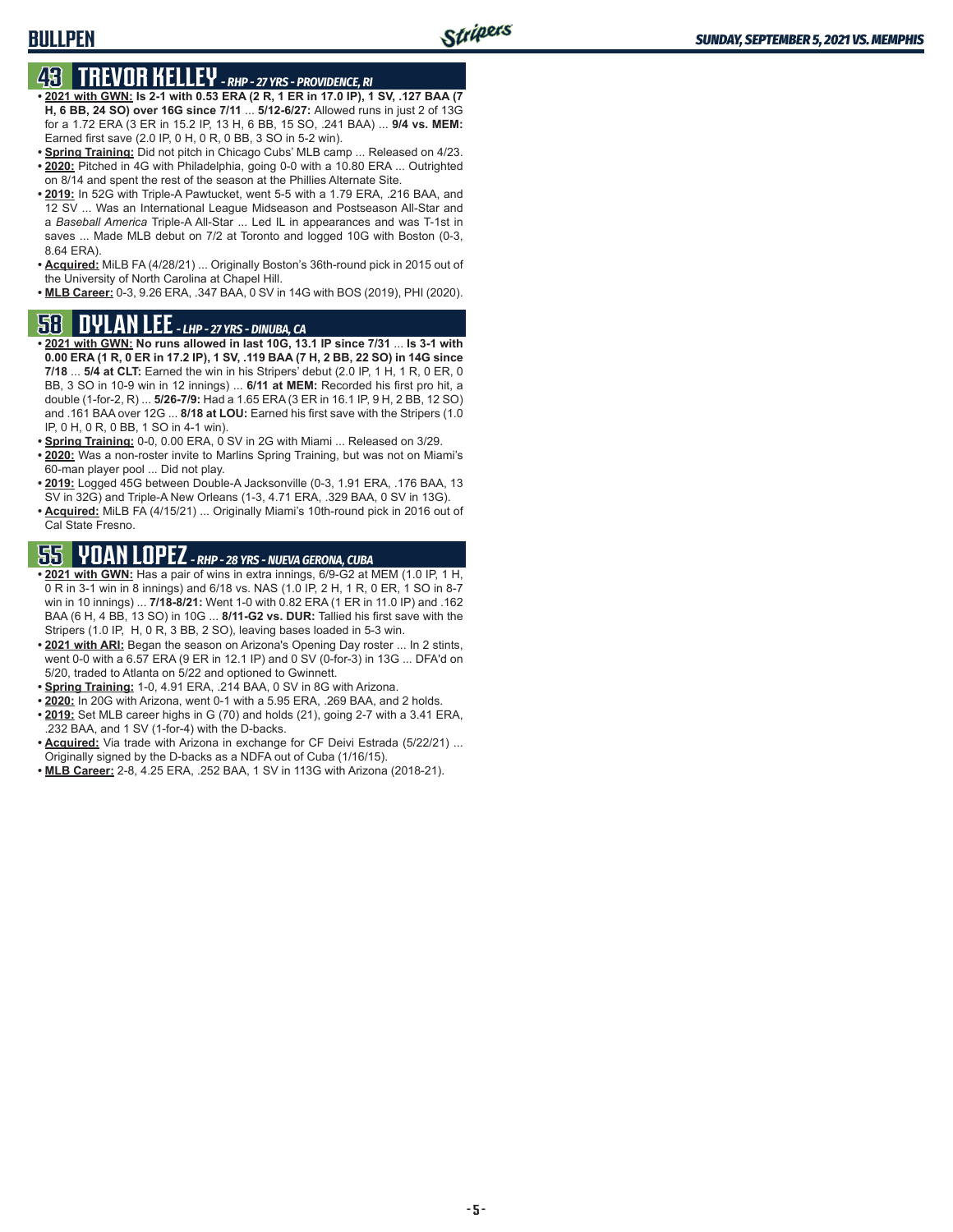## 43 TREVOR KELLEY - *RHP - 27 YRS - PROVIDENCE, RI*

- **2021 with GWN: Is 2-1 with 0.53 ERA (2 R, 1 ER in 17.0 IP), 1 SV, .127 BAA (7 H, 6 BB, 24 SO) over 16G since 7/11** ... **5/12-6/27:** Allowed runs in just 2 of 13G for a 1.72 ERA (3 ER in 15.2 IP, 13 H, 6 BB, 15 SO, .241 BAA) ... **9/4 vs. MEM:** Earned first save (2.0 IP, 0 H, 0 R, 0 BB, 3 SO in 5-2 win).
- **Spring Training:** Did not pitch in Chicago Cubs' MLB camp ... Released on 4/23.
- **2020:** Pitched in 4G with Philadelphia, going 0-0 with a 10.80 ERA ... Outrighted on 8/14 and spent the rest of the season at the Phillies Alternate Site.
- **2019:** In 52G with Triple-A Pawtucket, went 5-5 with a 1.79 ERA, .216 BAA, and 12 SV ... Was an International League Midseason and Postseason All-Star and a *Baseball America* Triple-A All-Star ... Led IL in appearances and was T-1st in saves ... Made MLB debut on 7/2 at Toronto and logged 10G with Boston (0-3, 8.64 ERA).
- **Acquired:** MiLB FA (4/28/21) ... Originally Boston's 36th-round pick in 2015 out of the University of North Carolina at Chapel Hill.
- **MLB Career:** 0-3, 9.26 ERA, .347 BAA, 0 SV in 14G with BOS (2019), PHI (2020).

## 58 DYLAN LEE - *LHP - 27 YRS - DINUBA, CA*

- **2021 with GWN: No runs allowed in last 10G, 13.1 IP since 7/31** ... **Is 3-1 with 0.00 ERA (1 R, 0 ER in 17.2 IP), 1 SV, .119 BAA (7 H, 2 BB, 22 SO) in 14G since 7/18** ... **5/4 at CLT:** Earned the win in his Stripers' debut (2.0 IP, 1 H, 1 R, 0 ER, 0 BB, 3 SO in 10-9 win in 12 innings) ... **6/11 at MEM:** Recorded his first pro hit, a double (1-for-2, R) ... **5/26-7/9:** Had a 1.65 ERA (3 ER in 16.1 IP, 9 H, 2 BB, 12 SO) and .161 BAA over 12G ... **8/18 at LOU:** Earned his first save with the Stripers (1.0 IP, 0 H, 0 R, 0 BB, 1 SO in 4-1 win).
- **Spring Training:** 0-0, 0.00 ERA, 0 SV in 2G with Miami ... Released on 3/29.
- **2020:** Was a non-roster invite to Marlins Spring Training, but was not on Miami's 60-man player pool ... Did not play.
- **2019:** Logged 45G between Double-A Jacksonville (0-3, 1.91 ERA, .176 BAA, 13 SV in 32G) and Triple-A New Orleans (1-3, 4.71 ERA, .329 BAA, 0 SV in 13G).
- **Acquired:** MiLB FA (4/15/21) ... Originally Miami's 10th-round pick in 2016 out of Cal State Fresno.

## 55 YOAN LOPEZ - *RHP - 28 YRS - NUEVA GERONA, CUBA*

- **2021 with GWN:** Has a pair of wins in extra innings, 6/9-G2 at MEM (1.0 IP, 1 H, 0 R in 3-1 win in 8 innings) and 6/18 vs. NAS (1.0 IP, 2 H, 1 R, 0 ER, 1 SO in 8-7 win in 10 innings) ... **7/18-8/21:** Went 1-0 with 0.82 ERA (1 ER in 11.0 IP) and .162 BAA (6 H, 4 BB, 13 SO) in 10G ... **8/11-G2 vs. DUR:** Tallied his first save with the Stripers (1.0 IP, H, 0 R, 3 BB, 2 SO), leaving bases loaded in 5-3 win.
- **2021 with ARI:** Began the season on Arizona's Opening Day roster ... In 2 stints, went 0-0 with a 6.57 ERA (9 ER in 12.1 IP) and 0 SV (0-for-3) in 13G ... DFA'd on 5/20, traded to Atlanta on 5/22 and optioned to Gwinnett.
- **Spring Training:** 1-0, 4.91 ERA, .214 BAA, 0 SV in 8G with Arizona.
- **2020:** In 20G with Arizona, went 0-1 with a 5.95 ERA, .269 BAA, and 2 holds.
- **2019:** Set MLB career highs in G (70) and holds (21), going 2-7 with a 3.41 ERA, .232 BAA, and 1 SV (1-for-4) with the D-backs.
- **Acquired:** Via trade with Arizona in exchange for CF Deivi Estrada (5/22/21) ... Originally signed by the D-backs as a NDFA out of Cuba (1/16/15).
- **MLB Career:** 2-8, 4.25 ERA, .252 BAA, 1 SV in 113G with Arizona (2018-21).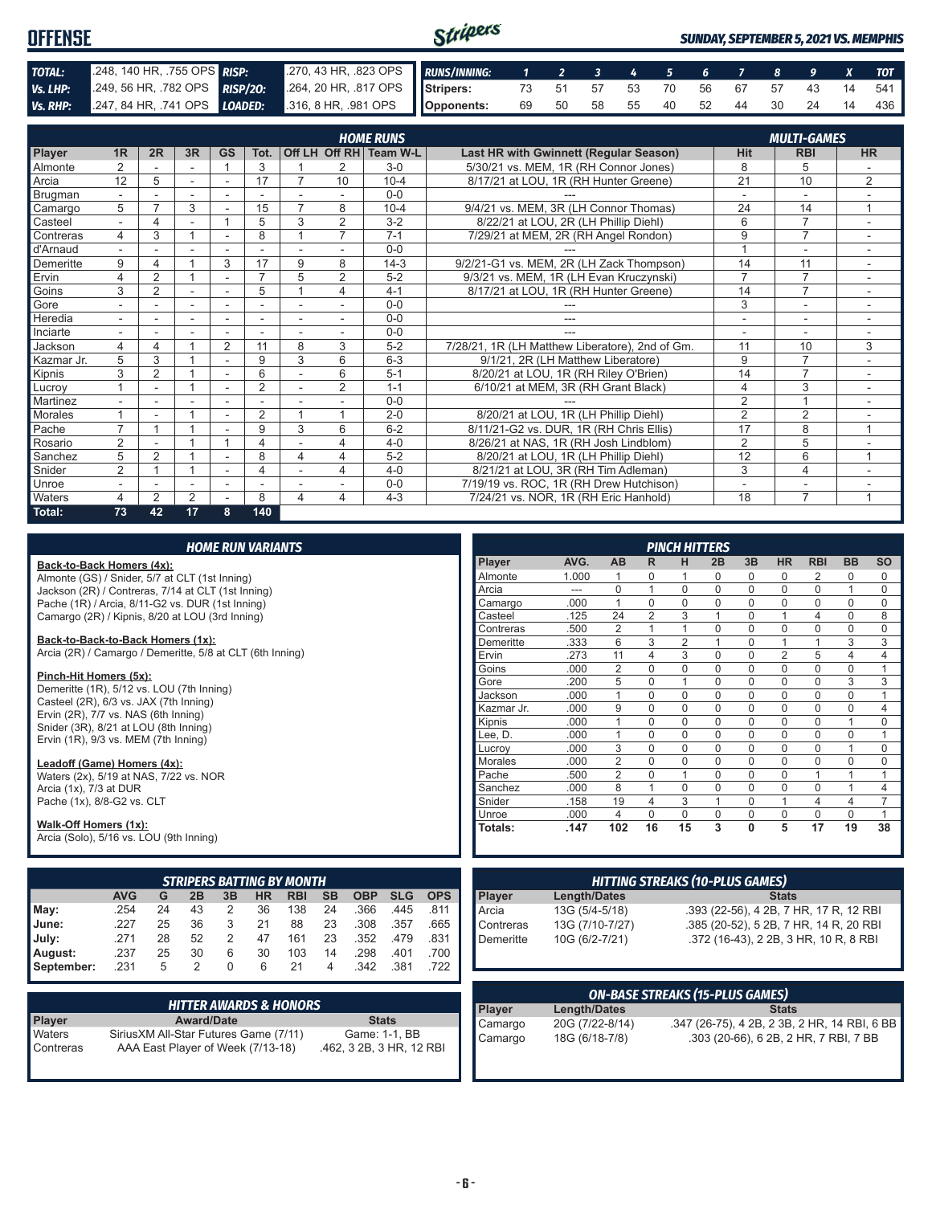# OFFENSE

*SUNDAY, SEPTEMBER 5, 2021 VS. MEMPHIS*

| | | | |
|---|---|---|---|
| **TOTAL:** | .248, 140 HR, .755 OPS | **RISP:** | .270, 43 HR, .823 OPS |
| **Vs. LHP:** | .249, 56 HR, .782 OPS | **RISP/2O:** | .264, 20 HR, .817 OPS |
| **Vs. RHP:** | .247, 84 HR, .741 OPS | **LOADED:** | .316, 8 HR, .981 OPS |

| RUNS/INNING: | 1 | 2 | 3 | 4 | 5 | 6 | 7 | 8 | 9 | X | TOT |
|---|---|---|---|---|---|---|---|---|---|---|---|
| Stripers: | 73 | 51 | 57 | 53 | 70 | 56 | 67 | 57 | 43 | 14 | 541 |
| Opponents: | 69 | 50 | 58 | 55 | 40 | 52 | 44 | 30 | 24 | 14 | 436 |

## HOME RUNS / MULTI-GAMES

| Player | 1R | 2R | 3R | GS | Tot. | Off LH | Off RH | Team W-L | Last HR with Gwinnett (Regular Season) | Hit | RBI | HR |
|---|---|---|---|---|---|---|---|---|---|---|---|---|
| Almonte | 2 | - | - | 1 | 3 | 1 | 2 | 3-0 | 5/30/21 vs. MEM, 1R (RH Connor Jones) | 8 | 5 | - |
| Arcia | 12 | 5 | - | - | 17 | 7 | 10 | 10-4 | 8/17/21 at LOU, 1R (RH Hunter Greene) | 21 | 10 | 2 |
| Brugman | - | - | - | - | - | - | - | 0-0 | --- | - | - | - |
| Camargo | 5 | 7 | 3 | - | 15 | 7 | 8 | 10-4 | 9/4/21 vs. MEM, 3R (LH Connor Thomas) | 24 | 14 | 1 |
| Casteel | - | 4 | - | 1 | 5 | 3 | 2 | 3-2 | 8/22/21 at LOU, 2R (LH Phillip Diehl) | 6 | 7 | - |
| Contreras | 4 | 3 | 1 | - | 8 | 1 | 7 | 7-1 | 7/29/21 at MEM, 2R (RH Angel Rondon) | 9 | 7 | - |
| d'Arnaud | - | - | - | - | - | - | - | 0-0 | --- | 1 | - | - |
| Demeritte | 9 | 4 | 1 | 3 | 17 | 9 | 8 | 14-3 | 9/2/21-G1 vs. MEM, 2R (LH Zack Thompson) | 14 | 11 | - |
| Ervin | 4 | 2 | 1 | - | 7 | 5 | 2 | 5-2 | 9/3/21 vs. MEM, 1R (LH Evan Kruczynski) | 7 | 7 | - |
| Goins | 3 | 2 | - | - | 5 | 1 | 4 | 4-1 | 8/17/21 at LOU, 1R (RH Hunter Greene) | 14 | 7 | - |
| Gore | - | - | - | - | - | - | - | 0-0 | --- | 3 | - | - |
| Heredia | - | - | - | - | - | - | - | 0-0 | --- | - | - | - |
| Inciarte | - | - | - | - | - | - | - | 0-0 | --- | - | - | - |
| Jackson | 4 | 4 | 1 | 2 | 11 | 8 | 3 | 5-2 | 7/28/21, 1R (LH Matthew Liberatore), 2nd of Gm. | 11 | 10 | 3 |
| Kazmar Jr. | 5 | 3 | 1 | - | 9 | 3 | 6 | 6-3 | 9/1/21, 2R (LH Matthew Liberatore) | 9 | 7 | - |
| Kipnis | 3 | 2 | 1 | - | 6 | - | 6 | 5-1 | 8/20/21 at LOU, 1R (RH Riley O'Brien) | 14 | 7 | - |
| Lucroy | 1 | - | 1 | - | 2 | - | 2 | 1-1 | 6/10/21 at MEM, 3R (RH Grant Black) | 4 | 3 | - |
| Martinez | - | - | - | - | - | - | - | 0-0 | --- | 2 | 1 | - |
| Morales | 1 | - | 1 | - | 2 | 1 | 1 | 2-0 | 8/20/21 at LOU, 1R (LH Phillip Diehl) | 2 | 2 | - |
| Pache | 7 | 1 | 1 | - | 9 | 3 | 6 | 6-2 | 8/11/21-G2 vs. DUR, 1R (RH Chris Ellis) | 17 | 8 | 1 |
| Rosario | 2 | - | 1 | 1 | 4 | - | 4 | 4-0 | 8/26/21 at NAS, 1R (RH Josh Lindblom) | 2 | 5 | - |
| Sanchez | 5 | 2 | 1 | - | 8 | 4 | 4 | 5-2 | 8/20/21 at LOU, 1R (LH Phillip Diehl) | 12 | 6 | 1 |
| Snider | 2 | 1 | 1 | - | 4 | - | 4 | 4-0 | 8/21/21 at LOU, 3R (RH Tim Adleman) | 3 | 4 | - |
| Unroe | - | - | - | - | - | - | - | 0-0 | 7/19/19 vs. ROC, 1R (RH Drew Hutchison) | - | - | - |
| Waters | 4 | 2 | 2 | - | 8 | 4 | 4 | 4-3 | 7/24/21 vs. NOR, 1R (RH Eric Hanhold) | 18 | 7 | 1 |
| **Total:** | **73** | **42** | **17** | **8** | **140** | | | | | | | |

## HOME RUN VARIANTS

**Back-to-Back Homers (4x):**
Almonte (GS) / Snider, 5/7 at CLT (1st Inning)
Jackson (2R) / Contreras, 7/14 at CLT (1st Inning)
Pache (1R) / Arcia, 8/11-G2 vs. DUR (1st Inning)
Camargo (2R) / Kipnis, 8/20 at LOU (3rd Inning)

**Back-to-Back-to-Back Homers (1x):**
Arcia (2R) / Camargo / Demeritte, 5/8 at CLT (6th Inning)

**Pinch-Hit Homers (5x):**
Demeritte (1R), 5/12 vs. LOU (7th Inning)
Casteel (2R), 6/3 vs. JAX (7th Inning)
Ervin (2R), 7/7 vs. NAS (6th Inning)
Snider (3R), 8/21 at LOU (8th Inning)
Ervin (1R), 9/3 vs. MEM (7th Inning)

**Leadoff (Game) Homers (4x):**
Waters (2x), 5/19 at NAS, 7/22 vs. NOR
Arcia (1x), 7/3 at DUR
Pache (1x), 8/8-G2 vs. CLT

**Walk-Off Homers (1x):**
Arcia (Solo), 5/16 vs. LOU (9th Inning)

## PINCH HITTERS

| Player | AVG. | AB | R | H | 2B | 3B | HR | RBI | BB | SO |
|---|---|---|---|---|---|---|---|---|---|---|
| Almonte | 1.000 | 1 | 0 | 1 | 0 | 0 | 0 | 2 | 0 | 0 |
| Arcia | --- | 0 | 1 | 0 | 0 | 0 | 0 | 0 | 1 | 0 |
| Camargo | .000 | 1 | 0 | 0 | 0 | 0 | 0 | 0 | 0 | 0 |
| Casteel | .125 | 24 | 2 | 3 | 1 | 0 | 1 | 4 | 0 | 8 |
| Contreras | .500 | 2 | 1 | 1 | 0 | 0 | 0 | 0 | 0 | 0 |
| Demeritte | .333 | 6 | 3 | 2 | 1 | 0 | 1 | 1 | 3 | 3 |
| Ervin | .273 | 11 | 4 | 3 | 0 | 0 | 2 | 5 | 4 | 4 |
| Goins | .000 | 2 | 0 | 0 | 0 | 0 | 0 | 0 | 0 | 1 |
| Gore | .200 | 5 | 0 | 1 | 0 | 0 | 0 | 0 | 3 | 3 |
| Jackson | .000 | 1 | 0 | 0 | 0 | 0 | 0 | 0 | 0 | 1 |
| Kazmar Jr. | .000 | 9 | 0 | 0 | 0 | 0 | 0 | 0 | 0 | 4 |
| Kipnis | .000 | 1 | 0 | 0 | 0 | 0 | 0 | 0 | 1 | 0 |
| Lee, D. | .000 | 1 | 0 | 0 | 0 | 0 | 0 | 0 | 0 | 1 |
| Lucroy | .000 | 3 | 0 | 0 | 0 | 0 | 0 | 0 | 1 | 0 |
| Morales | .000 | 2 | 0 | 0 | 0 | 0 | 0 | 0 | 0 | 0 |
| Pache | .500 | 2 | 0 | 1 | 0 | 0 | 0 | 1 | 1 | 1 |
| Sanchez | .000 | 8 | 1 | 0 | 0 | 0 | 0 | 0 | 1 | 4 |
| Snider | .158 | 19 | 4 | 3 | 1 | 0 | 1 | 4 | 4 | 7 |
| Unroe | .000 | 4 | 0 | 0 | 0 | 0 | 0 | 0 | 0 | 1 |
| **Totals:** | **.147** | **102** | **16** | **15** | **3** | **0** | **5** | **17** | **19** | **38** |

## STRIPERS BATTING BY MONTH

| | AVG | G | 2B | 3B | HR | RBI | SB | OBP | SLG | OPS |
|---|---|---|---|---|---|---|---|---|---|---|
| May: | .254 | 24 | 43 | 2 | 36 | 138 | 24 | .366 | .445 | .811 |
| June: | .227 | 25 | 36 | 3 | 21 | 88 | 23 | .308 | .357 | .665 |
| July: | .271 | 28 | 52 | 2 | 47 | 161 | 23 | .352 | .479 | .831 |
| August: | .237 | 25 | 30 | 6 | 30 | 103 | 14 | .298 | .401 | .700 |
| September: | .231 | 5 | 2 | 0 | 6 | 21 | 4 | .342 | .381 | .722 |

## HITTING STREAKS (10-PLUS GAMES)

| Player | Length/Dates | Stats |
|---|---|---|
| Arcia | 13G (5/4-5/18) | .393 (22-56), 4 2B, 7 HR, 17 R, 12 RBI |
| Contreras | 13G (7/10-7/27) | .385 (20-52), 5 2B, 7 HR, 14 R, 20 RBI |
| Demeritte | 10G (6/2-7/21) | .372 (16-43), 2 2B, 3 HR, 10 R, 8 RBI |

## HITTER AWARDS & HONORS

| Player | Award/Date | Stats |
|---|---|---|
| Waters | SiriusXM All-Star Futures Game (7/11) | Game: 1-1, BB |
| Contreras | AAA East Player of Week (7/13-18) | .462, 3 2B, 3 HR, 12 RBI |

## ON-BASE STREAKS (15-PLUS GAMES)

| Player | Length/Dates | Stats |
|---|---|---|
| Camargo | 20G (7/22-8/14) | .347 (26-75), 4 2B, 2 3B, 2 HR, 14 RBI, 6 BB |
| Camargo | 18G (6/18-7/8) | .303 (20-66), 6 2B, 2 HR, 7 RBI, 7 BB |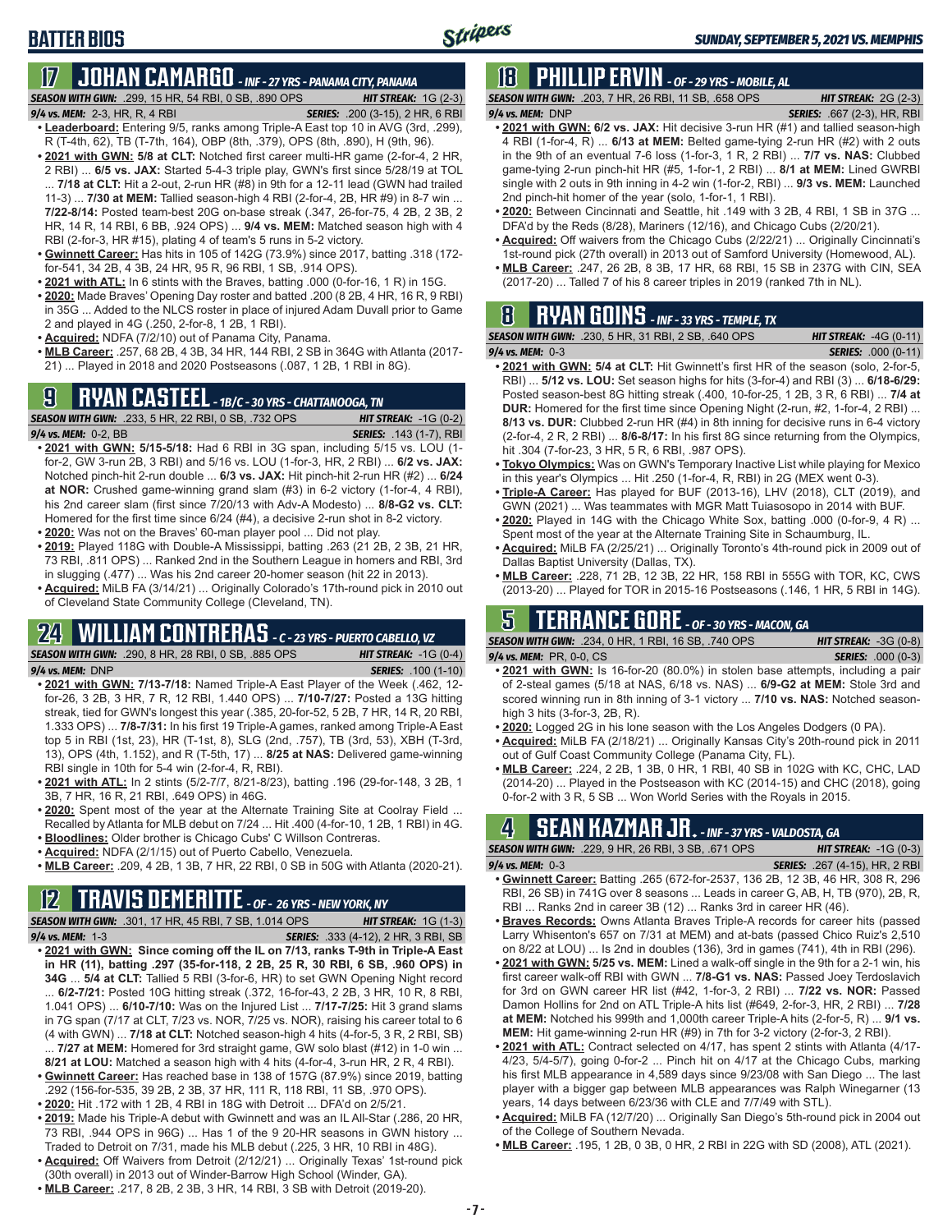# BATTER BIOS

## 17 JOHAN CAMARGO - INF - 27 YRS - PANAMA CITY, PANAMA

**SEASON WITH GWN:** .299, 15 HR, 54 RBI, 0 SB, .890 OPS — **HIT STREAK:** 1G (2-3)
**9/4 vs. MEM:** 2-3, HR, R, 4 RBI — **SERIES:** .200 (3-15), 2 HR, 6 RBI

- **Leaderboard:** Entering 9/5, ranks among Triple-A East top 10 in AVG (3rd, .299), R (T-4th, 62), TB (T-7th, 164), OBP (8th, .379), OPS (8th, .890), H (9th, 96).
- **2021 with GWN: 5/8 at CLT:** Notched first career multi-HR game (2-for-4, 2 HR, 2 RBI) ... **6/5 vs. JAX:** Started 5-4-3 triple play, GWN's first since 5/28/19 at TOL ... **7/18 at CLT:** Hit a 2-out, 2-run HR (#8) in 9th for a 12-11 lead (GWN had trailed 11-3) ... **7/30 at MEM:** Tallied season-high 4 RBI (2-for-4, 2B, HR #9) in 8-7 win ... **7/22-8/14:** Posted team-best 20G on-base streak (.347, 26-for-75, 4 2B, 2 3B, 2 HR, 14 R, 14 RBI, 6 BB, .924 OPS) ... **9/4 vs. MEM:** Matched season high with 4 RBI (2-for-3, HR #15), plating 4 of team's 5 runs in 5-2 victory.
- **Gwinnett Career:** Has hits in 105 of 142G (73.9%) since 2017, batting .318 (172-for-541, 34 2B, 4 3B, 24 HR, 95 R, 96 RBI, 1 SB, .914 OPS).
- **2021 with ATL:** In 6 stints with the Braves, batting .000 (0-for-16, 1 R) in 15G.
- **2020:** Made Braves' Opening Day roster and batted .200 (8 2B, 4 HR, 16 R, 9 RBI) in 35G ... Added to the NLCS roster in place of injured Adam Duvall prior to Game 2 and played in 4G (.250, 2-for-8, 1 2B, 1 RBI).
- **Acquired:** NDFA (7/2/10) out of Panama City, Panama.
- **MLB Career:** .257, 68 2B, 4 3B, 34 HR, 144 RBI, 2 SB in 364G with Atlanta (2017-21) ... Played in 2018 and 2020 Postseasons (.087, 1 2B, 1 RBI in 8G).

## 9 RYAN CASTEEL - 1B/C - 30 YRS - CHATTANOOGA, TN

**SEASON WITH GWN:** .233, 5 HR, 22 RBI, 0 SB, .732 OPS — **HIT STREAK:** -1G (0-2)
**9/4 vs. MEM:** 0-2, BB — **SERIES:** .143 (1-7), RBI

- **2021 with GWN: 5/15-5/18:** Had 6 RBI in 3G span, including 5/15 vs. LOU (1-for-2, GW 3-run 2B, 3 RBI) and 5/16 vs. LOU (1-for-3, HR, 2 RBI) ... **6/2 vs. JAX:** Notched pinch-hit 2-run double ... **6/3 vs. JAX:** Hit pinch-hit 2-run HR (#2) ... **6/24 at NOR:** Crushed game-winning grand slam (#3) in 6-2 victory (1-for-4, 4 RBI), his 2nd career slam (first since 7/20/13 with Adv-A Modesto) ... **8/8-G2 vs. CLT:** Homered for the first time since 6/24 (#4), a decisive 2-run shot in 8-2 victory.
- **2020:** Was not on the Braves' 60-man player pool ... Did not play.
- **2019:** Played 118G with Double-A Mississippi, batting .263 (21 2B, 2 3B, 21 HR, 73 RBI, .811 OPS) ... Ranked 2nd in the Southern League in homers and RBI, 3rd in slugging (.477) ... Was his 2nd career 20-homer season (hit 22 in 2013).
- **Acquired:** MiLB FA (3/14/21) ... Originally Colorado's 17th-round pick in 2010 out of Cleveland State Community College (Cleveland, TN).

## 24 WILLIAM CONTRERAS - C - 23 YRS - PUERTO CABELLO, VZ

**SEASON WITH GWN:** .290, 8 HR, 28 RBI, 0 SB, .885 OPS — **HIT STREAK:** -1G (0-4)
**9/4 vs. MEM:** DNP — **SERIES:** .100 (1-10)

- **2021 with GWN: 7/13-7/18:** Named Triple-A East Player of the Week (.462, 12-for-26, 3 2B, 3 HR, 7 R, 12 RBI, 1.440 OPS) ... **7/10-7/27:** Posted a 13G hitting streak, tied for GWN's longest this year (.385, 20-for-52, 5 2B, 7 HR, 14 R, 20 RBI, 1.333 OPS) ... **7/8-7/31:** In his first 19 Triple-A games, ranked among Triple-A East top 5 in RBI (1st, 23), HR (T-1st, 8), SLG (2nd, .757), TB (3rd, 53), XBH (T-3rd, 13), OPS (4th, 1.152), and R (T-5th, 17) ... **8/25 at NAS:** Delivered game-winning RBI single in 10th for 5-4 win (2-for-4, R, RBI).
- **2021 with ATL:** In 2 stints (5/2-7/7, 8/21-8/23), batting .196 (29-for-148, 3 2B, 1 3B, 7 HR, 16 R, 21 RBI, .649 OPS) in 46G.
- **2020:** Spent most of the year at the Alternate Training Site at Coolray Field ... Recalled by Atlanta for MLB debut on 7/24 ... Hit .400 (4-for-10, 1 2B, 1 RBI) in 4G.
- **Bloodlines:** Older brother is Chicago Cubs' C Willson Contreras.
- **Acquired:** NDFA (2/1/15) out of Puerto Cabello, Venezuela.
- **MLB Career:** .209, 4 2B, 1 3B, 7 HR, 22 RBI, 0 SB in 50G with Atlanta (2020-21).

## 12 TRAVIS DEMERITTE - OF - 26 YRS - NEW YORK, NY

**SEASON WITH GWN:** .301, 17 HR, 45 RBI, 7 SB, 1.014 OPS — **HIT STREAK:** 1G (1-3)
**9/4 vs. MEM:** 1-3 — **SERIES:** .333 (4-12), 2 HR, 3 RBI, SB

- **2021 with GWN: Since coming off the IL on 7/13, ranks T-9th in Triple-A East in HR (11), batting .297 (35-for-118, 2 2B, 25 R, 30 RBI, 6 SB, .960 OPS) in 34G** ... **5/4 at CLT:** Tallied 5 RBI (3-for-6, HR) to set GWN Opening Night record ... **6/2-7/21:** Posted 10G hitting streak (.372, 16-for-43, 2 2B, 3 HR, 10 R, 8 RBI, 1.041 OPS) ... **6/10-7/10:** Was on the Injured List ... **7/17-7/25:** Hit 3 grand slams in 7G span (7/17 at CLT, 7/23 vs. NOR, 7/25 vs. NOR), raising his career total to 6 (4 with GWN) ... **7/18 at CLT:** Notched season-high 4 hits (4-for-5, 3 R, 2 RBI, SB) ... **7/27 at MEM:** Homered for 3rd straight game, GW solo blast (#12) in 1-0 win ... **8/21 at LOU:** Matched a season high with 4 hits (4-for-4, 3-run HR, 2 R, 4 RBI).
- **Gwinnett Career:** Has reached base in 138 of 157G (87.9%) since 2019, batting .292 (156-for-535, 39 2B, 2 3B, 37 HR, 111 R, 118 RBI, 11 SB, .970 OPS).
- **2020:** Hit .172 with 1 2B, 4 RBI in 18G with Detroit ... DFA'd on 2/5/21.
- **2019:** Made his Triple-A debut with Gwinnett and was an IL All-Star (.286, 20 HR, 73 RBI, .944 OPS in 96G) ... Has 1 of the 9 20-HR seasons in GWN history ... Traded to Detroit on 7/31, made his MLB debut (.225, 3 HR, 10 RBI in 48G).
- **Acquired:** Off Waivers from Detroit (2/12/21) ... Originally Texas' 1st-round pick (30th overall) in 2013 out of Winder-Barrow High School (Winder, GA).
- **MLB Career:** .217, 8 2B, 2 3B, 3 HR, 14 RBI, 3 SB with Detroit (2019-20).

## 18 PHILLIP ERVIN - OF - 29 YRS - MOBILE, AL

**SEASON WITH GWN:** .203, 7 HR, 26 RBI, 11 SB, .658 OPS — **HIT STREAK:** 2G (2-3)
**9/4 vs. MEM:** DNP — **SERIES:** .667 (2-3), HR, RBI

- **2021 with GWN: 6/2 vs. JAX:** Hit decisive 3-run HR (#1) and tallied season-high 4 RBI (1-for-4, R) ... **6/13 at MEM:** Belted game-tying 2-run HR (#2) with 2 outs in the 9th of an eventual 7-6 loss (1-for-3, 1 R, 2 RBI) ... **7/7 vs. NAS:** Clubbed game-tying 2-run pinch-hit HR (#5, 1-for-1, 2 RBI) ... **8/1 at MEM:** Lined GWRBI single with 2 outs in 9th inning in 4-2 win (1-for-2, RBI) ... **9/3 vs. MEM:** Launched 2nd pinch-hit homer of the year (solo, 1-for-1, 1 RBI).
- **2020:** Between Cincinnati and Seattle, hit .149 with 3 2B, 4 RBI, 1 SB in 37G ... DFA'd by the Reds (8/28), Mariners (12/16), and Chicago Cubs (2/20/21).
- **Acquired:** Off waivers from the Chicago Cubs (2/22/21) ... Originally Cincinnati's 1st-round pick (27th overall) in 2013 out of Samford University (Homewood, AL).
- **MLB Career:** .247, 26 2B, 8 3B, 17 HR, 68 RBI, 15 SB in 237G with CIN, SEA (2017-20) ... Tallied 7 of his 8 career triples in 2019 (ranked 7th in NL).

## 8 RYAN GOINS - INF - 33 YRS - TEMPLE, TX

**SEASON WITH GWN:** .230, 5 HR, 31 RBI, 2 SB, .640 OPS — **HIT STREAK:** -4G (0-11)
**9/4 vs. MEM:** 0-3 — **SERIES:** .000 (0-11)

- **2021 with GWN: 5/4 at CLT:** Hit Gwinnett's first HR of the season (solo, 2-for-5, RBI) ... **5/12 vs. LOU:** Set season highs for hits (3-for-4) and RBI (3) ... **6/18-6/29:** Posted season-best 8G hitting streak (.400, 10-for-25, 1 2B, 3 R, 6 RBI) ... **7/4 at DUR:** Homered for the first time since Opening Night (2-run, #2, 1-for-4, 2 RBI) ... **8/13 vs. DUR:** Clubbed 2-run HR (#4) in 8th inning for decisive runs in 6-4 victory (2-for-4, 2 R, 2 RBI) ... **8/6-8/17:** In his first 8G since returning from the Olympics, hit .304 (7-for-23, 3 HR, 5 R, 6 RBI, .987 OPS).
- **Tokyo Olympics:** Was on GWN's Temporary Inactive List while playing for Mexico in this year's Olympics ... Hit .250 (1-for-4, R, RBI) in 2G (MEX went 0-3).
- **Triple-A Career:** Has played for BUF (2013-16), LHV (2018), CLT (2019), and GWN (2021) ... Was teammates with MGR Matt Tuiasosopo in 2014 with BUF.
- **2020:** Played in 14G with the Chicago White Sox, batting .000 (0-for-9, 4 R) ... Spent most of the year at the Alternate Training Site in Schaumburg, IL.
- **Acquired:** MiLB FA (2/25/21) ... Originally Toronto's 4th-round pick in 2009 out of Dallas Baptist University (Dallas, TX).
- **MLB Career:** .228, 71 2B, 12 3B, 22 HR, 158 RBI in 555G with TOR, KC, CWS (2013-20) ... Played for TOR in 2015-16 Postseasons (.146, 1 HR, 5 RBI in 14G).

## 5 TERRANCE GORE - OF - 30 YRS - MACON, GA

**SEASON WITH GWN:** .234, 0 HR, 1 RBI, 16 SB, .740 OPS — **HIT STREAK:** -3G (0-8)
**9/4 vs. MEM:** PR, 0-0, CS — **SERIES:** .000 (0-3)

- **2021 with GWN:** Is 16-for-20 (80.0%) in stolen base attempts, including a pair of 2-steal games (5/18 at NAS, 6/18 vs. NAS) ... **6/9-G2 at MEM:** Stole 3rd and scored winning run in 8th inning of 3-1 victory ... **7/10 vs. NAS:** Notched season-high 3 hits (3-for-3, 2B, R).
- **2020:** Logged 2G in his lone season with the Los Angeles Dodgers (0 PA).
- **Acquired:** MiLB FA (2/18/21) ... Originally Kansas City's 20th-round pick in 2011 out of Gulf Coast Community College (Panama City, FL).
- **MLB Career:** .224, 2 2B, 1 3B, 0 HR, 1 RBI, 40 SB in 102G with KC, CHC, LAD (2014-20) ... Played in the Postseason with KC (2014-15) and CHC (2018), going 0-for-2 with 3 R, 5 SB ... Won World Series with the Royals in 2015.

## 4 SEAN KAZMAR JR. - INF - 37 YRS - VALDOSTA, GA

**SEASON WITH GWN:** .229, 9 HR, 26 RBI, 3 SB, .671 OPS — **HIT STREAK:** -1G (0-3)
**9/4 vs. MEM:** 0-3 — **SERIES:** .267 (4-15), HR, 2 RBI

- **Gwinnett Career:** Batting .265 (672-for-2537, 136 2B, 12 3B, 46 HR, 308 R, 296 RBI, 26 SB) in 741G over 8 seasons ... Leads in career G, AB, H, TB (970), 2B, R, RBI ... Ranks 2nd in career 3B (12) ... Ranks 3rd in career HR (46).
- **Braves Records:** Owns Atlanta Braves Triple-A records for career hits (passed Larry Whisenton's 657 on 7/31 at MEM) and at-bats (passed Chico Ruiz's 2,510 on 8/22 at LOU) ... Is 2nd in doubles (136), 3rd in games (741), 4th in RBI (296).
- **2021 with GWN: 5/25 vs. MEM:** Lined a walk-off single in the 9th for a 2-1 win, his first career walk-off RBI with GWN ... **7/8-G1 vs. NAS:** Passed Joey Terdoslavich for 3rd on GWN career HR list (#42, 1-for-3, 2 RBI) ... **7/22 vs. NOR:** Passed Damon Hollins for 2nd on ATL Triple-A hits list (#649, 2-for-3, HR, 2 RBI) ... **7/28 at MEM:** Notched his 999th and 1,000th career Triple-A hits (2-for-5, R) ... **9/1 vs. MEM:** Hit game-winning 2-run HR (#9) in 7th for 3-2 victory (2-for-3, 2 RBI).
- **2021 with ATL:** Contract selected on 4/17, has spent 2 stints with Atlanta (4/17-4/23, 5/4-5/7), going 0-for-2 ... Pinch hit on 4/17 at the Chicago Cubs, marking his first MLB appearance in 4,589 days since 9/23/08 with San Diego ... The last player with a bigger gap between MLB appearances was Ralph Winegarner (13 years, 14 days between 6/23/36 with CLE and 7/7/49 with STL).
- **Acquired:** MiLB FA (12/7/20) ... Originally San Diego's 5th-round pick in 2004 out of the College of Southern Nevada.
- **MLB Career:** .195, 1 2B, 0 3B, 0 HR, 2 RBI in 22G with SD (2008), ATL (2021).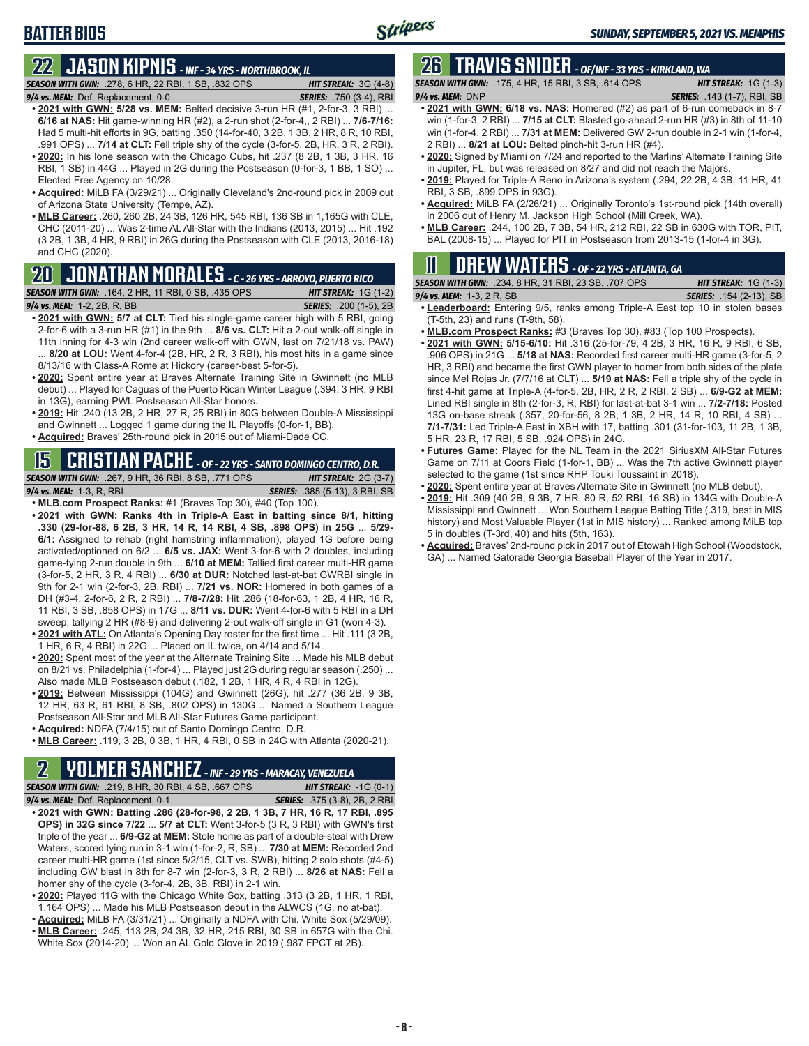# BATTER BIOS

## 22 JASON KIPNIS - INF - 34 YRS - NORTHBROOK, IL

**SEASON WITH GWN:** .278, 6 HR, 22 RBI, 1 SB, .832 OPS | **HIT STREAK:** 3G (4-8)
**9/4 vs. MEM:** Def. Replacement, 0-0 | **SERIES:** .750 (3-4), RBI

- **2021 with GWN: 5/28 vs. MEM:** Belted decisive 3-run HR (#1, 2-for-3, 3 RBI) ... **6/16 at NAS:** Hit game-winning HR (#2), a 2-run shot (2-for-4,, 2 RBI) ... **7/6-7/16:** Had 5 multi-hit efforts in 9G, batting .350 (14-for-40, 3 2B, 1 3B, 2 HR, 8 R, 10 RBI, .991 OPS) ... **7/14 at CLT:** Fell triple shy of the cycle (3-for-5, 2B, HR, 3 R, 2 RBI).
- **2020:** In his lone season with the Chicago Cubs, hit .237 (8 2B, 1 3B, 3 HR, 16 RBI, 1 SB) in 44G ... Played in 2G during the Postseason (0-for-3, 1 BB, 1 SO) ... Elected Free Agency on 10/28.
- **Acquired:** MiLB FA (3/29/21) ... Originally Cleveland's 2nd-round pick in 2009 out of Arizona State University (Tempe, AZ).
- **MLB Career:** .260, 260 2B, 24 3B, 126 HR, 545 RBI, 136 SB in 1,165G with CLE, CHC (2011-20) ... Was 2-time AL All-Star with the Indians (2013, 2015) ... Hit .192 (3 2B, 1 3B, 4 HR, 9 RBI) in 26G during the Postseason with CLE (2013, 2016-18) and CHC (2020).

## 20 JONATHAN MORALES - C - 26 YRS - ARROYO, PUERTO RICO

**SEASON WITH GWN:** .164, 2 HR, 11 RBI, 0 SB, .435 OPS | **HIT STREAK:** 1G (1-2)
**9/4 vs. MEM:** 1-2, 2B, R, BB | **SERIES:** .200 (1-5), 2B

- **2021 with GWN: 5/7 at CLT:** Tied his single-game career high with 5 RBI, going 2-for-6 with a 3-run HR (#1) in the 9th ... **8/6 vs. CLT:** Hit a 2-out walk-off single in 11th inning for 4-3 win (2nd career walk-off with GWN, last on 7/21/18 vs. PAW) ... **8/20 at LOU:** Went 4-for-4 (2B, HR, 2 R, 3 RBI), his most hits in a game since 8/13/16 with Class-A Rome at Hickory (career-best 5-for-5).
- **2020:** Spent entire year at Braves Alternate Training Site in Gwinnett (no MLB debut) ... Played for Caguas of the Puerto Rican Winter League (.394, 3 HR, 9 RBI in 13G), earning PWL Postseason All-Star honors.
- **2019:** Hit .240 (13 2B, 2 HR, 27 R, 25 RBI) in 80G between Double-A Mississippi and Gwinnett ... Logged 1 game during the IL Playoffs (0-for-1, BB).
- **Acquired:** Braves' 25th-round pick in 2015 out of Miami-Dade CC.

## 15 CRISTIAN PACHE - OF - 22 YRS - SANTO DOMINGO CENTRO, D.R.

**SEASON WITH GWN:** .267, 9 HR, 36 RBI, 8 SB, .771 OPS | **HIT STREAK:** 2G (3-7)
**9/4 vs. MEM:** 1-3, R, RBI | **SERIES:** .385 (5-13), 3 RBI, SB

- **MLB.com Prospect Ranks:** #1 (Braves Top 30), #40 (Top 100).
- **2021 with GWN: Ranks 4th in Triple-A East in batting since 8/1, hitting .330 (29-for-88, 6 2B, 3 HR, 14 R, 14 RBI, 4 SB, .898 OPS) in 25G** ... **5/29-6/1:** Assigned to rehab (right hamstring inflammation), played 1G before being activated/optioned on 6/2 ... **6/5 vs. JAX:** Went 3-for-6 with 2 doubles, including game-tying 2-run double in 9th ... **6/10 at MEM:** Tallied first career multi-HR game (3-for-5, 2 HR, 3 R, 4 RBI) ... **6/30 at DUR:** Notched last-at-bat GWRBI single in 9th for 2-1 win (2-for-3, 2B, RBI) ... **7/21 vs. NOR:** Homered in both games of a DH (#3-4, 2-for-6, 2 R, 2 RBI) ... **7/8-7/28:** Hit .286 (18-for-63, 1 2B, 4 HR, 16 R, 11 RBI, 3 SB, .858 OPS) in 17G ... **8/11 vs. DUR:** Went 4-for-6 with 5 RBI in a DH sweep, tallying 2 HR (#8-9) and delivering 2-out walk-off single in G1 (won 4-3).
- **2021 with ATL:** On Atlanta's Opening Day roster for the first time ... Hit .111 (3 2B, 1 HR, 6 R, 4 RBI) in 22G ... Placed on IL twice, on 4/14 and 5/14.
- **2020:** Spent most of the year at the Alternate Training Site ... Made his MLB debut on 8/21 vs. Philadelphia (1-for-4) ... Played just 2G during regular season (.250) ... Also made MLB Postseason debut (.182, 1 2B, 1 HR, 4 R, 4 RBI in 12G).
- **2019:** Between Mississippi (104G) and Gwinnett (26G), hit .277 (36 2B, 9 3B, 12 HR, 63 R, 61 RBI, 8 SB, .802 OPS) in 130G ... Named a Southern League Postseason All-Star and MLB All-Star Futures Game participant.
- **Acquired:** NDFA (7/4/15) out of Santo Domingo Centro, D.R.
- **MLB Career:** .119, 3 2B, 0 3B, 1 HR, 4 RBI, 0 SB in 24G with Atlanta (2020-21).

## 2 YOLMER SANCHEZ - INF - 29 YRS - MARACAY, VENEZUELA

**SEASON WITH GWN:** .219, 8 HR, 30 RBI, 4 SB, .667 OPS | **HIT STREAK:** -1G (0-1)
**9/4 vs. MEM:** Def. Replacement, 0-1 | **SERIES:** .375 (3-8), 2B, 2 RBI

- **2021 with GWN: Batting .286 (28-for-98, 2 2B, 1 3B, 7 HR, 16 R, 17 RBI, .895 OPS) in 32G since 7/22** ... **5/7 at CLT:** Went 3-for-5 (3 R, 3 RBI) with GWN's first triple of the year ... **6/9-G2 at MEM:** Stole home as part of a double-steal with Drew Waters, scored tying run in 3-1 win (1-for-2, R, SB) ... **7/30 at MEM:** Recorded 2nd career multi-HR game (1st since 5/2/15, CLT vs. SWB), hitting 2 solo shots (#4-5) including GW blast in 8th for 8-7 win (2-for-3, 3 R, 2 RBI) ... **8/26 at NAS:** Fell a homer shy of the cycle (3-for-4, 2B, 3B, RBI) in 2-1 win.
- **2020:** Played 11G with the Chicago White Sox, batting .313 (3 2B, 1 HR, 1 RBI, 1.164 OPS) ... Made his MLB Postseason debut in the ALWCS (1G, no at-bat).
- **Acquired:** MiLB FA (3/31/21) ... Originally a NDFA with Chi. White Sox (5/29/09).
- **MLB Career:** .245, 113 2B, 24 3B, 32 HR, 215 RBI, 30 SB in 657G with the Chi. White Sox (2014-20) ... Won an AL Gold Glove in 2019 (.987 FPCT at 2B).

## 26 TRAVIS SNIDER - OF/INF - 33 YRS - KIRKLAND, WA

**SEASON WITH GWN:** .175, 4 HR, 15 RBI, 3 SB, .614 OPS | **HIT STREAK:** 1G (1-3)
**9/4 vs. MEM:** DNP | **SERIES:** .143 (1-7), RBI, SB

- **2021 with GWN: 6/18 vs. NAS:** Homered (#2) as part of 6-run comeback in 8-7 win (1-for-3, 2 RBI) ... **7/15 at CLT:** Blasted go-ahead 2-run HR (#3) in 8th of 11-10 win (1-for-4, 2 RBI) ... **7/31 at MEM:** Delivered GW 2-run double in 2-1 win (1-for-4, 2 RBI) ... **8/21 at LOU:** Belted pinch-hit 3-run HR (#4).
- **2020:** Signed by Miami on 7/24 and reported to the Marlins' Alternate Training Site in Jupiter, FL, but was released on 8/27 and did not reach the Majors.
- **2019:** Played for Triple-A Reno in Arizona's system (.294, 22 2B, 4 3B, 11 HR, 41 RBI, 3 SB, .899 OPS in 93G).
- **Acquired:** MiLB FA (2/26/21) ... Originally Toronto's 1st-round pick (14th overall) in 2006 out of Henry M. Jackson High School (Mill Creek, WA).
- **MLB Career:** .244, 100 2B, 7 3B, 54 HR, 212 RBI, 22 SB in 630G with TOR, PIT, BAL (2008-15) ... Played for PIT in Postseason from 2013-15 (1-for-4 in 3G).

## 11 DREW WATERS - OF - 22 YRS - ATLANTA, GA

**SEASON WITH GWN:** .234, 8 HR, 31 RBI, 23 SB, .707 OPS | **HIT STREAK:** 1G (1-3)
**9/4 vs. MEM:** 1-3, 2 R, SB | **SERIES:** .154 (2-13), SB

- **Leaderboard:** Entering 9/5, ranks among Triple-A East top 10 in stolen bases (T-5th, 23) and runs (T-9th, 58).
- **MLB.com Prospect Ranks:** #3 (Braves Top 30), #83 (Top 100 Prospects).
- **2021 with GWN: 5/15-6/10:** Hit .316 (25-for-79, 4 2B, 3 HR, 16 R, 9 RBI, 6 SB, .906 OPS) in 21G ... **5/18 at NAS:** Recorded first career multi-HR game (3-for-5, 2 HR, 3 RBI) and became the first GWN player to homer from both sides of the plate since Mel Rojas Jr. (7/7/16 at CLT) ... **5/19 at NAS:** Fell a triple shy of the cycle in first 4-hit game at Triple-A (4-for-5, 2B, HR, 2 R, 2 RBI, 2 SB) ... **6/9-G2 at MEM:** Lined RBI single in 8th (2-for-3, R, RBI) for last-at-bat 3-1 win ... **7/2-7/18:** Posted 13G on-base streak (.357, 20-for-56, 8 2B, 1 3B, 2 HR, 14 R, 10 RBI, 4 SB) ... **7/1-7/31:** Led Triple-A East in XBH with 17, batting .301 (31-for-103, 11 2B, 1 3B, 5 HR, 23 R, 17 RBI, 5 SB, .924 OPS) in 24G.
- **Futures Game:** Played for the NL Team in the 2021 SiriusXM All-Star Futures Game on 7/11 at Coors Field (1-for-1, BB) ... Was the 7th active Gwinnett player selected to the game (1st since RHP Touki Toussaint in 2018).
- **2020:** Spent entire year at Braves Alternate Site in Gwinnett (no MLB debut).
- **2019:** Hit .309 (40 2B, 9 3B, 7 HR, 80 R, 52 RBI, 16 SB) in 134G with Double-A Mississippi and Gwinnett ... Won Southern League Batting Title (.319, best in MIS history) and Most Valuable Player (1st in MIS history) ... Ranked among MiLB top 5 in doubles (T-3rd, 40) and hits (5th, 163).
- **Acquired:** Braves' 2nd-round pick in 2017 out of Etowah High School (Woodstock, GA) ... Named Gatorade Georgia Baseball Player of the Year in 2017.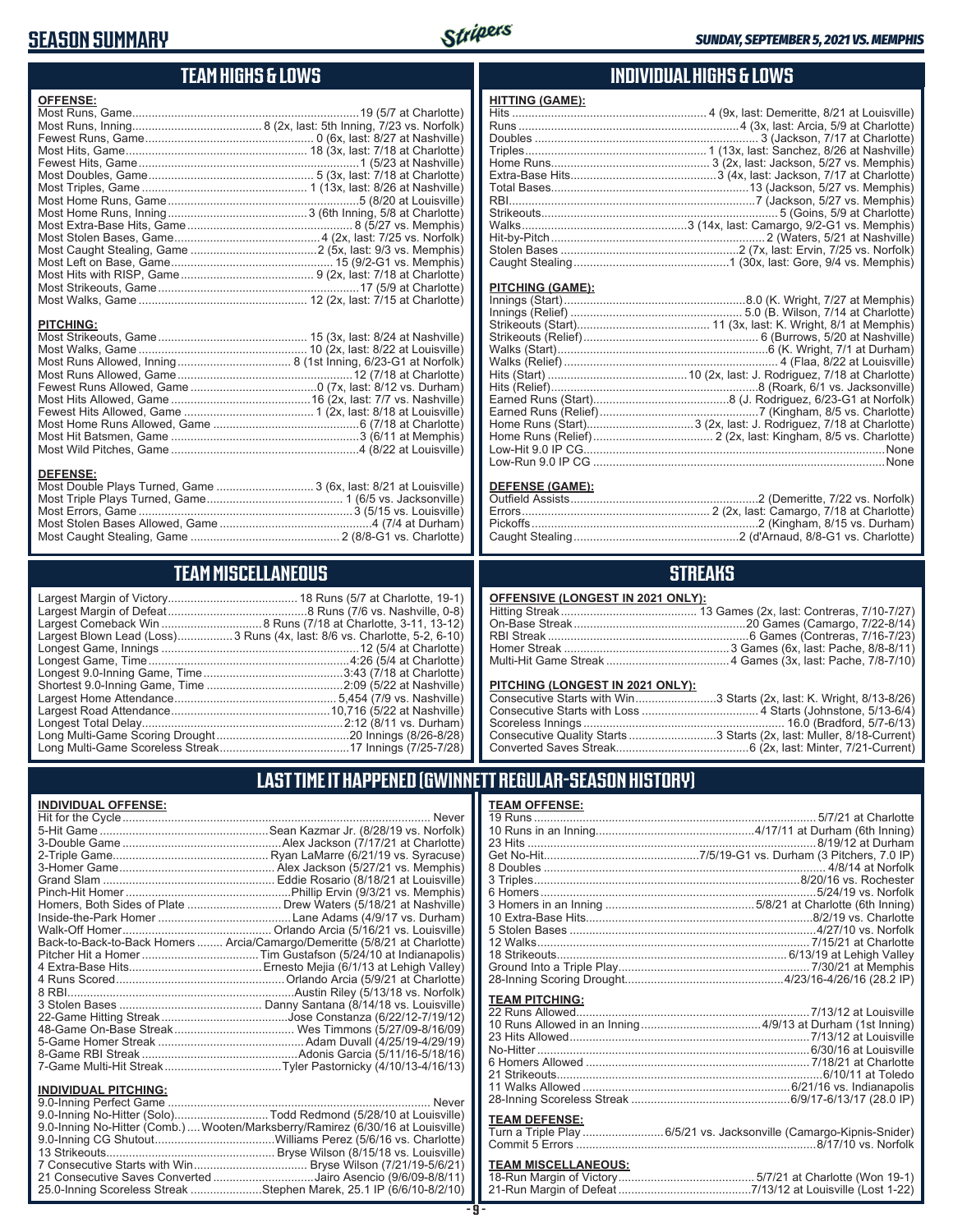# SEASON SUMMARY

*SUNDAY, SEPTEMBER 5, 2021 VS. MEMPHIS*

## TEAM HIGHS & LOWS

**OFFENSE:**

| Category | Record |
|---|---|
| Most Runs, Game | 19 (5/7 at Charlotte) |
| Most Runs, Inning | 8 (2x, last: 5th Inning, 7/23 vs. Norfolk) |
| Fewest Runs, Game | 0 (6x, last: 8/27 at Nashville) |
| Most Hits, Game | 18 (3x, last: 7/18 at Charlotte) |
| Fewest Hits, Game | 1 (5/23 at Nashville) |
| Most Doubles, Game | 5 (3x, last: 7/18 at Charlotte) |
| Most Triples, Game | 1 (13x, last: 8/26 at Nashville) |
| Most Home Runs, Game | 5 (8/20 at Louisville) |
| Most Home Runs, Inning | 3 (6th Inning, 5/8 at Charlotte) |
| Most Extra-Base Hits, Game | 8 (5/27 vs. Memphis) |
| Most Stolen Bases, Game | 4 (2x, last: 7/25 vs. Norfolk) |
| Most Caught Stealing, Game | 2 (5x, last: 9/3 vs. Memphis) |
| Most Left on Base, Game | 15 (9/2-G1 vs. Memphis) |
| Most Hits with RISP, Game | 9 (2x, last: 7/18 at Charlotte) |
| Most Strikeouts, Game | 17 (5/9 at Charlotte) |
| Most Walks, Game | 12 (2x, last: 7/15 at Charlotte) |

**PITCHING:**

| Category | Record |
|---|---|
| Most Strikeouts, Game | 15 (3x, last: 8/24 at Nashville) |
| Most Walks, Game | 10 (2x, last: 8/22 at Louisville) |
| Most Runs Allowed, Inning | 8 (1st Inning, 6/23-G1 at Norfolk) |
| Most Runs Allowed, Game | 12 (7/18 at Charlotte) |
| Fewest Runs Allowed, Game | 0 (7x, last: 8/12 vs. Durham) |
| Most Hits Allowed, Game | 16 (2x, last: 7/7 vs. Nashville) |
| Fewest Hits Allowed, Game | 1 (2x, last: 8/18 at Louisville) |
| Most Home Runs Allowed, Game | 6 (7/18 at Charlotte) |
| Most Hit Batsmen, Game | 3 (6/11 at Memphis) |
| Most Wild Pitches, Game | 4 (8/22 at Louisville) |

**DEFENSE:**

| Category | Record |
|---|---|
| Most Double Plays Turned, Game | 3 (6x, last: 8/21 at Louisville) |
| Most Triple Plays Turned, Game | 1 (6/5 vs. Jacksonville) |
| Most Errors, Game | 3 (5/15 vs. Louisville) |
| Most Stolen Bases Allowed, Game | 4 (7/4 at Durham) |
| Most Caught Stealing, Game | 2 (8/8-G1 vs. Charlotte) |

## INDIVIDUAL HIGHS & LOWS

**HITTING (GAME):**

| Category | Record |
|---|---|
| Hits | 4 (9x, last: Demeritte, 8/21 at Louisville) |
| Runs | 4 (3x, last: Arcia, 5/9 at Charlotte) |
| Doubles | 3 (Jackson, 7/17 at Charlotte) |
| Triples | 1 (13x, last: Sanchez, 8/26 at Nashville) |
| Home Runs | 3 (2x, last: Jackson, 5/27 vs. Memphis) |
| Extra-Base Hits | 3 (4x, last: Jackson, 7/17 at Charlotte) |
| Total Bases | 13 (Jackson, 5/27 vs. Memphis) |
| RBI | 7 (Jackson, 5/27 vs. Memphis) |
| Strikeouts | 5 (Goins, 5/9 at Charlotte) |
| Walks | 3 (14x, last: Camargo, 9/2-G1 vs. Memphis) |
| Hit-by-Pitch | 2 (Waters, 5/21 at Nashville) |
| Stolen Bases | 2 (7x, last: Ervin, 7/25 vs. Norfolk) |
| Caught Stealing | 1 (30x, last: Gore, 9/4 vs. Memphis) |

**PITCHING (GAME):**

| Category | Record |
|---|---|
| Innings (Start) | 8.0 (K. Wright, 7/27 at Memphis) |
| Innings (Relief) | 5.0 (B. Wilson, 7/14 at Charlotte) |
| Strikeouts (Start) | 11 (3x, last: K. Wright, 8/1 at Memphis) |
| Strikeouts (Relief) | 6 (Burrows, 5/20 at Nashville) |
| Walks (Start) | 6 (K. Wright, 7/1 at Durham) |
| Walks (Relief) | 4 (Flaa, 8/22 at Louisville) |
| Hits (Start) | 10 (2x, last: J. Rodriguez, 7/18 at Charlotte) |
| Hits (Relief) | 8 (Roark, 6/1 vs. Jacksonville) |
| Earned Runs (Start) | 8 (J. Rodriguez, 6/23-G1 at Norfolk) |
| Earned Runs (Relief) | 7 (Kingham, 8/5 vs. Charlotte) |
| Home Runs (Start) | 3 (2x, last: J. Rodriguez, 7/18 at Charlotte) |
| Home Runs (Relief) | 2 (2x, last: Kingham, 8/5 vs. Charlotte) |
| Low-Hit 9.0 IP CG | None |
| Low-Run 9.0 IP CG | None |

**DEFENSE (GAME):**

| Category | Record |
|---|---|
| Outfield Assists | 2 (Demeritte, 7/22 vs. Norfolk) |
| Errors | 2 (2x, last: Camargo, 7/18 at Charlotte) |
| Pickoffs | 2 (Kingham, 8/15 vs. Durham) |
| Caught Stealing | 2 (d'Arnaud, 8/8-G1 vs. Charlotte) |

## TEAM MISCELLANEOUS

| Category | Record |
|---|---|
| Largest Margin of Victory | 18 Runs (5/7 at Charlotte, 19-1) |
| Largest Margin of Defeat | 8 Runs (7/6 vs. Nashville, 0-8) |
| Largest Comeback Win | 8 Runs (7/18 at Charlotte, 3-11, 13-12) |
| Largest Blown Lead (Loss) | 3 Runs (4x, last: 8/6 vs. Charlotte, 5-2, 6-10) |
| Longest Game, Innings | 12 (5/4 at Charlotte) |
| Longest Game, Time | 4:26 (5/4 at Charlotte) |
| Longest 9.0-Inning Game, Time | 3:43 (7/18 at Charlotte) |
| Shortest 9.0-Inning Game, Time | 2:09 (5/22 at Nashville) |
| Largest Home Attendance | 5,454 (7/9 vs. Nashville) |
| Largest Road Attendance | 10,716 (5/22 at Nashville) |
| Longest Total Delay | 2:12 (8/11 vs. Durham) |
| Long Multi-Game Scoring Drought | 20 Innings (8/26-8/28) |
| Long Multi-Game Scoreless Streak | 17 Innings (7/25-7/28) |

## STREAKS

**OFFENSIVE (LONGEST IN 2021 ONLY):**

| Category | Record |
|---|---|
| Hitting Streak | 13 Games (2x, last: Contreras, 7/10-7/27) |
| On-Base Streak | 20 Games (Camargo, 7/22-8/14) |
| RBI Streak | 6 Games (Contreras, 7/16-7/23) |
| Homer Streak | 3 Games (6x, last: Pache, 8/8-8/11) |
| Multi-Hit Game Streak | 4 Games (3x, last: Pache, 7/8-7/10) |

**PITCHING (LONGEST IN 2021 ONLY):**

| Category | Record |
|---|---|
| Consecutive Starts with Win | 3 Starts (2x, last: K. Wright, 8/13-8/26) |
| Consecutive Starts with Loss | 4 Starts (Johnstone, 5/13-6/4) |
| Scoreless Innings | 16.0 (Bradford, 5/7-6/13) |
| Consecutive Quality Starts | 3 Starts (2x, last: Muller, 8/18-Current) |
| Converted Saves Streak | 6 (2x, last: Minter, 7/21-Current) |

## LAST TIME IT HAPPENED (GWINNETT REGULAR-SEASON HISTORY)

**INDIVIDUAL OFFENSE:**

| Category | Record |
|---|---|
| Hit for the Cycle | Never |
| 5-Hit Game | Sean Kazmar Jr. (8/28/19 vs. Norfolk) |
| 3-Double Game | Alex Jackson (7/17/21 at Charlotte) |
| 2-Triple Game | Ryan LaMarre (6/21/19 vs. Syracuse) |
| 3-Homer Game | Alex Jackson (5/27/21 vs. Memphis) |
| Grand Slam | Eddie Rosario (8/18/21 at Louisville) |
| Pinch-Hit Homer | Phillip Ervin (9/3/21 vs. Memphis) |
| Homers, Both Sides of Plate | Drew Waters (5/18/21 at Nashville) |
| Inside-the-Park Homer | Lane Adams (4/9/17 vs. Durham) |
| Walk-Off Homer | Orlando Arcia (5/16/21 vs. Louisville) |
| Back-to-Back-to-Back Homers | Arcia/Camargo/Demeritte (5/8/21 at Charlotte) |
| Pitcher Hit a Homer | Tim Gustafson (5/24/10 at Indianapolis) |
| 4 Extra-Base Hits | Ernesto Mejia (6/1/13 at Lehigh Valley) |
| 4 Runs Scored | Orlando Arcia (5/9/21 at Charlotte) |
| 8 RBI | Austin Riley (5/13/18 vs. Norfolk) |
| 3 Stolen Bases | Danny Santana (8/14/18 vs. Louisville) |
| 22-Game Hitting Streak | Jose Constanza (6/22/12-7/19/12) |
| 48-Game On-Base Streak | Wes Timmons (5/27/09-8/16/09) |
| 5-Game Homer Streak | Adam Duvall (4/25/19-4/29/19) |
| 8-Game RBI Streak | Adonis Garcia (5/11/16-5/18/16) |
| 7-Game Multi-Hit Streak | Tyler Pastornicky (4/10/13-4/16/13) |

**INDIVIDUAL PITCHING:**

| Category | Record |
|---|---|
| 9.0-Inning Perfect Game | Never |
| 9.0-Inning No-Hitter (Solo) | Todd Redmond (5/28/10 at Louisville) |
| 9.0-Inning No-Hitter (Comb.) | Wooten/Marksberry/Ramirez (6/30/16 at Louisville) |
| 9.0-Inning CG Shutout | Williams Perez (5/6/16 vs. Charlotte) |
| 13 Strikeouts | Bryse Wilson (8/15/18 vs. Louisville) |
| 7 Consecutive Starts with Win | Bryse Wilson (7/21/19-5/6/21) |
| 21 Consecutive Saves Converted | Jairo Asencio (9/6/09-8/8/11) |
| 25.0-Inning Scoreless Streak | Stephen Marek, 25.1 IP (6/6/10-8/2/10) |

**TEAM OFFENSE:**

| Category | Record |
|---|---|
| 19 Runs | 5/7/21 at Charlotte |
| 10 Runs in an Inning | 4/17/11 at Durham (6th Inning) |
| 23 Hits | 8/19/12 at Durham |
| Get No-Hit | 7/5/19-G1 vs. Durham (3 Pitchers, 7.0 IP) |
| 8 Doubles | 4/8/14 at Norfolk |
| 3 Triples | 8/20/16 vs. Rochester |
| 6 Homers | 5/24/19 vs. Norfolk |
| 3 Homers in an Inning | 5/8/21 at Charlotte (6th Inning) |
| 10 Extra-Base Hits | 8/2/19 vs. Charlotte |
| 5 Stolen Bases | 4/27/10 vs. Norfolk |
| 12 Walks | 7/15/21 at Charlotte |
| 18 Strikeouts | 6/13/19 at Lehigh Valley |
| Ground Into a Triple Play | 7/30/21 at Memphis |
| 28-Inning Scoring Drought | 4/23/16-4/26/16 (28.2 IP) |

**TEAM PITCHING:**

| Category | Record |
|---|---|
| 22 Runs Allowed | 7/13/12 at Louisville |
| 10 Runs Allowed in an Inning | 4/9/13 at Durham (1st Inning) |
| 23 Hits Allowed | 7/13/12 at Louisville |
| No-Hitter | 6/30/16 at Louisville |
| 6 Homers Allowed | 7/18/21 at Charlotte |
| 21 Strikeouts | 6/10/11 at Toledo |
| 11 Walks Allowed | 6/21/16 vs. Indianapolis |
| 28-Inning Scoreless Streak | 6/9/17-6/13/17 (28.0 IP) |

**TEAM DEFENSE:**

| Category | Record |
|---|---|
| Turn a Triple Play | 6/5/21 vs. Jacksonville (Camargo-Kipnis-Snider) |
| Commit 5 Errors | 8/17/10 vs. Norfolk |

**TEAM MISCELLANEOUS:**

| Category | Record |
|---|---|
| 18-Run Margin of Victory | 5/7/21 at Charlotte (Won 19-1) |
| 21-Run Margin of Defeat | 7/13/12 at Louisville (Lost 1-22) |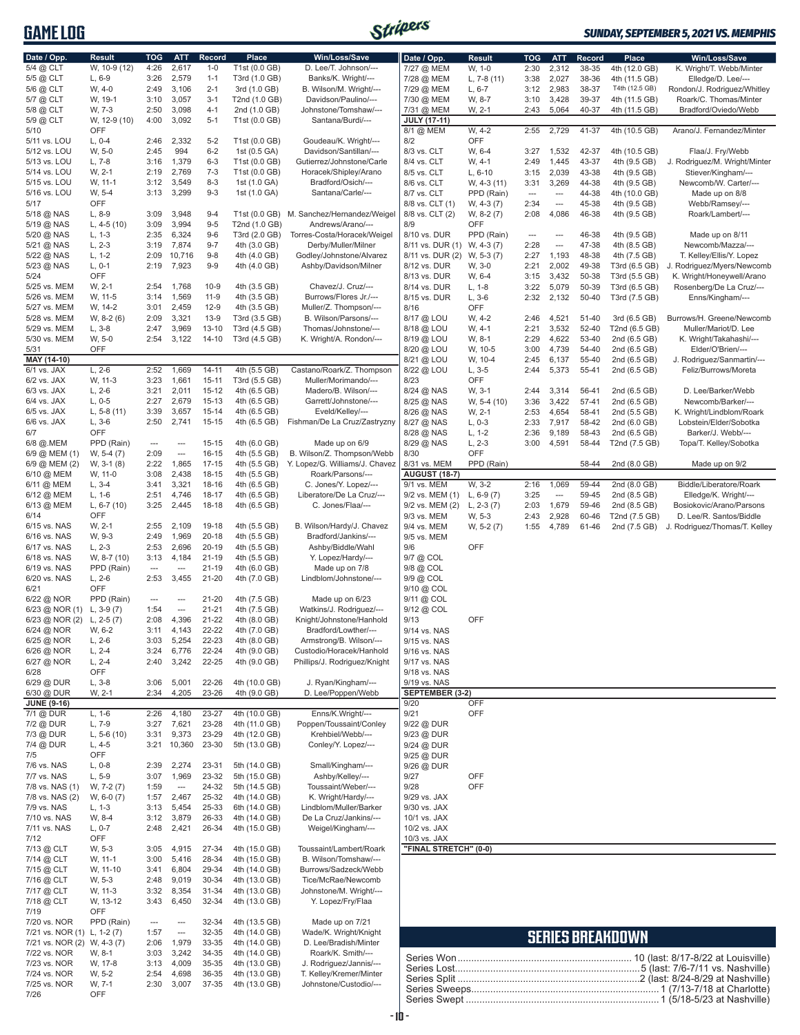## GAME LOG

*SUNDAY, SEPTEMBER 5, 2021 VS. MEMPHIS*

| Date / Opp. | Result | TOG | ATT | Record | Place | Win/Loss/Save |
|---|---|---|---|---|---|---|
| 5/4 @ CLT | W, 10-9 (12) | 4:26 | 2,617 | 1-0 | T1st (0.0 GB) | D. Lee/T. Johnson/--- |
| 5/5 @ CLT | L, 6-9 | 3:26 | 2,579 | 1-1 | T3rd (1.0 GB) | Banks/K. Wright/--- |
| 5/6 @ CLT | W, 4-0 | 2:49 | 3,106 | 2-1 | 3rd (1.0 GB) | B. Wilson/M. Wright/--- |
| 5/7 @ CLT | W, 19-1 | 3:10 | 3,057 | 3-1 | T2nd (1.0 GB) | Davidson/Paulino/--- |
| 5/8 @ CLT | W, 7-3 | 2:50 | 3,098 | 4-1 | 2nd (1.0 GB) | Johnstone/Tomshaw/--- |
| 5/9 @ CLT | W, 12-9 (10) | 4:00 | 3,092 | 5-1 | T1st (0.0 GB) | Santana/Burdi/--- |
| 5/10 | OFF | | | | | |
| 5/11 vs. LOU | L, 0-4 | 2:46 | 2,332 | 5-2 | T1st (0.0 GB) | Goudeau/K. Wright/--- |
| 5/12 vs. LOU | W, 5-0 | 2:45 | 994 | 6-2 | 1st (0.5 GA) | Davidson/Santillan/--- |
| 5/13 vs. LOU | L, 7-8 | 3:16 | 1,379 | 6-3 | T1st (0.0 GB) | Gutierrez/Johnstone/Carle |
| 5/14 vs. LOU | W, 2-1 | 2:19 | 2,769 | 7-3 | T1st (0.0 GB) | Horacek/Shipley/Arano |
| 5/15 vs. LOU | W, 11-1 | 3:12 | 3,549 | 8-3 | 1st (1.0 GA) | Bradford/Osich/--- |
| 5/16 vs. LOU | W, 5-4 | 3:13 | 3,299 | 9-3 | 1st (1.0 GA) | Santana/Carle/--- |
| 5/17 | OFF | | | | | |
| 5/18 @ NAS | L, 8-9 | 3:09 | 3,948 | 9-4 | T1st (0.0 GB) | M. Sanchez/Hernandez/Weigel |
| 5/19 @ NAS | L, 4-5 (10) | 3:09 | 3,994 | 9-5 | T2nd (1.0 GB) | Andrews/Arano/--- |
| 5/20 @ NAS | L, 1-3 | 2:35 | 6,324 | 9-6 | T3rd (2.0 GB) | Torres-Costa/Horacek/Weigel |
| 5/21 @ NAS | L, 2-3 | 3:19 | 7,874 | 9-7 | 4th (3.0 GB) | Derby/Muller/Milner |
| 5/22 @ NAS | L, 1-2 | 2:09 | 10,716 | 9-8 | 4th (4.0 GB) | Godley/Johnstone/Alvarez |
| 5/23 @ NAS | L, 0-1 | 2:19 | 7,923 | 9-9 | 4th (4.0 GB) | Ashby/Davidson/Milner |
| 5/24 | OFF | | | | | |
| 5/25 vs. MEM | W, 2-1 | 2:54 | 1,768 | 10-9 | 4th (3.5 GB) | Chavez/J. Cruz/--- |
| 5/26 vs. MEM | W, 11-5 | 3:14 | 1,569 | 11-9 | 4th (3.5 GB) | Burrows/Flores Jr./--- |
| 5/27 vs. MEM | W, 14-2 | 3:01 | 2,459 | 12-9 | 4th (3.5 GB) | Muller/Z. Thompson/--- |
| 5/28 vs. MEM | W, 8-2 (6) | 2:09 | 3,321 | 13-9 | T3rd (3.5 GB) | B. Wilson/Parsons/--- |
| 5/29 vs. MEM | L, 3-8 | 2:47 | 3,969 | 13-10 | T3rd (4.5 GB) | Thomas/Johnstone/--- |
| 5/30 vs. MEM | W, 5-0 | 2:54 | 3,122 | 14-10 | T3rd (4.5 GB) | K. Wright/A. Rondon/--- |
| 5/31 | OFF | | | | | |
| **MAY (14-10)** | | | | | | |
| 6/1 vs. JAX | L, 2-6 | 2:52 | 1,669 | 14-11 | 4th (5.5 GB) | Castano/Roark/Z. Thompson |
| 6/2 vs. JAX | W, 11-3 | 3:23 | 1,661 | 15-11 | T3rd (5.5 GB) | Muller/Morimando/--- |
| 6/3 vs. JAX | L, 2-6 | 3:21 | 2,011 | 15-12 | 4th (6.5 GB) | Madero/B. Wilson/--- |
| 6/4 vs. JAX | L, 0-5 | 2:27 | 2,679 | 15-13 | 4th (6.5 GB) | Garrett/Johnstone/--- |
| 6/5 vs. JAX | L, 5-8 (11) | 3:39 | 3,657 | 15-14 | 4th (6.5 GB) | Eveld/Kelley/--- |
| 6/6 vs. JAX | L, 3-6 | 2:50 | 2,741 | 15-15 | 4th (6.5 GB) | Fishman/De La Cruz/Zastryzny |
| 6/7 | OFF | | | | | |
| 6/8 @ MEM | PPD (Rain) | --- | --- | 15-15 | 4th (6.0 GB) | Made up on 6/9 |
| 6/9 @ MEM (1) | W, 5-4 (7) | 2:09 | --- | 16-15 | 4th (5.5 GB) | B. Wilson/Z. Thompson/Webb |
| 6/9 @ MEM (2) | W, 3-1 (8) | 2:22 | 1,865 | 17-15 | 4th (5.5 GB) | Y. Lopez/G. Williams/J. Chavez |
| 6/10 @ MEM | W, 11-0 | 3:08 | 2,438 | 18-15 | 4th (5.5 GB) | Roark/Parsons/--- |
| 6/11 @ MEM | L, 3-4 | 3:41 | 3,321 | 18-16 | 4th (6.5 GB) | C. Jones/Y. Lopez/--- |
| 6/12 @ MEM | L, 1-6 | 2:51 | 4,746 | 18-17 | 4th (6.5 GB) | Liberatore/De La Cruz/--- |
| 6/13 @ MEM | L, 6-7 (10) | 3:25 | 2,445 | 18-18 | 4th (6.5 GB) | C. Jones/Flaa/--- |
| 6/14 | OFF | | | | | |
| 6/15 vs. NAS | W, 2-1 | 2:55 | 2,109 | 19-18 | 4th (5.5 GB) | B. Wilson/Hardy/J. Chavez |
| 6/16 vs. NAS | W, 9-3 | 2:49 | 1,969 | 20-18 | 4th (5.5 GB) | Bradford/Jankins/--- |
| 6/17 vs. NAS | L, 2-3 | 2:53 | 2,696 | 20-19 | 4th (5.5 GB) | Ashby/Biddle/Wahl |
| 6/18 vs. NAS | W, 8-7 (10) | 3:13 | 4,184 | 21-19 | 4th (5.5 GB) | Y. Lopez/Hardy/--- |
| 6/19 vs. NAS | PPD (Rain) | --- | --- | 21-19 | 4th (6.0 GB) | Made up on 7/8 |
| 6/20 vs. NAS | L, 2-6 | 2:53 | 3,455 | 21-20 | 4th (7.0 GB) | Lindblom/Johnstone/--- |
| 6/21 | OFF | | | | | |
| 6/22 @ NOR | PPD (Rain) | --- | --- | 21-20 | 4th (7.5 GB) | Made up on 6/23 |
| 6/23 @ NOR (1) | L, 3-9 (7) | 1:54 | --- | 21-21 | 4th (7.5 GB) | Watkins/J. Rodriguez/--- |
| 6/23 @ NOR (2) | L, 2-5 (7) | 2:08 | 4,396 | 21-22 | 4th (8.0 GB) | Knight/Johnstone/Hanhold |
| 6/24 @ NOR | W, 6-2 | 3:11 | 4,143 | 22-22 | 4th (7.0 GB) | Bradford/Lowther/--- |
| 6/25 @ NOR | L, 2-6 | 3:03 | 5,254 | 22-23 | 4th (8.0 GB) | Armstrong/B. Wilson/--- |
| 6/26 @ NOR | L, 2-4 | 3:24 | 6,776 | 22-24 | 4th (9.0 GB) | Custodio/Horacek/Hanhold |
| 6/27 @ NOR | L, 2-4 | 2:40 | 3,242 | 22-25 | 4th (9.0 GB) | Phillips/J. Rodriguez/Knight |
| 6/28 | OFF | | | | | |
| 6/29 @ DUR | L, 3-8 | 3:06 | 5,001 | 22-26 | 4th (10.0 GB) | J. Ryan/Kingham/--- |
| 6/30 @ DUR | W, 2-1 | 2:34 | 4,205 | 23-26 | 4th (9.0 GB) | D. Lee/Poppen/Webb |
| **JUNE (9-16)** | | | | | | |
| 7/1 @ DUR | L, 1-6 | 2:26 | 4,180 | 23-27 | 4th (10.0 GB) | Enns/K.Wright/--- |
| 7/2 @ DUR | L, 7-9 | 3:27 | 7,621 | 23-28 | 4th (11.0 GB) | Poppen/Toussaint/Conley |
| 7/3 @ DUR | L, 5-6 (10) | 3:31 | 9,373 | 23-29 | 4th (12.0 GB) | Krehbiel/Webb/--- |
| 7/4 @ DUR | L, 4-5 | 3:21 | 10,360 | 23-30 | 5th (13.0 GB) | Conley/Y. Lopez/--- |
| 7/5 | OFF | | | | | |
| 7/6 vs. NAS | L, 0-8 | 2:39 | 2,274 | 23-31 | 5th (14.0 GB) | Small/Kingham/--- |
| 7/7 vs. NAS | L, 5-9 | 3:07 | 1,960 | 23-32 | 5th (15.0 GB) | Ashby/Kelley/--- |
| 7/8 vs. NAS (1) | W, 7-2 (7) | 1:59 | --- | 24-32 | 5th (14.5 GB) | Toussaint/Weber/--- |
| 7/8 vs. NAS (2) | W, 6-0 (7) | 1:57 | 2,467 | 25-32 | 4th (14.0 GB) | K. Wright/Hardy/--- |
| 7/9 vs. NAS | L, 1-3 | 3:13 | 5,454 | 25-33 | 6th (14.0 GB) | Lindblom/Muller/Barker |
| 7/10 vs. NAS | W, 8-4 | 3:12 | 3,879 | 26-33 | 4th (14.0 GB) | De La Cruz/Jankins/--- |
| 7/11 vs. NAS | L, 0-7 | 2:48 | 2,421 | 26-34 | 4th (15.0 GB) | Weigel/Kingham/--- |
| 7/12 | OFF | | | | | |
| 7/13 @ CLT | W, 5-3 | 3:05 | 4,915 | 27-34 | 4th (15.0 GB) | Toussaint/Lambert/Roark |
| 7/14 @ CLT | W, 11-1 | 3:00 | 5,416 | 28-34 | 4th (15.0 GB) | B. Wilson/Tomshaw/--- |
| 7/15 @ CLT | W, 11-10 | 3:41 | 6,804 | 29-34 | 4th (14.0 GB) | Burrows/Sadzeck/Webb |
| 7/16 @ CLT | W, 5-3 | 2:48 | 9,019 | 30-34 | 4th (13.0 GB) | Tice/McRae/Newcomb |
| 7/17 @ CLT | W, 11-3 | 3:32 | 8,354 | 31-34 | 4th (13.0 GB) | Johnstone/M. Wright/--- |
| 7/18 @ CLT | W, 13-12 | 3:43 | 6,450 | 32-34 | 4th (13.0 GB) | Y. Lopez/Fry/Flaa |
| 7/19 | OFF | | | | | |
| 7/20 vs. NOR | PPD (Rain) | --- | --- | 32-34 | 4th (13.5 GB) | Made up on 7/21 |
| 7/21 vs. NOR (1) | L, 1-2 (7) | 1:57 | --- | 32-35 | 4th (14.0 GB) | Wade/K. Wright/Knight |
| 7/21 vs. NOR (2) | W, 4-3 (7) | 2:06 | 1,979 | 33-35 | 4th (14.0 GB) | D. Lee/Bradish/Minter |
| 7/22 vs. NOR | W, 8-1 | 3:03 | 3,242 | 34-35 | 4th (14.0 GB) | Roark/K. Smith/--- |
| 7/23 vs. NOR | W, 17-8 | 3:13 | 4,009 | 35-35 | 4th (13.0 GB) | J. Rodriguez/Jannis/--- |
| 7/24 vs. NOR | W, 5-2 | 2:54 | 4,698 | 36-35 | 4th (13.0 GB) | T. Kelley/Kremer/Minter |
| 7/25 vs. NOR | W, 7-1 | 2:30 | 3,007 | 37-35 | 4th (13.0 GB) | Johnstone/Custodio/--- |
| 7/26 | OFF | | | | | |
| 7/27 @ MEM | W, 1-0 | 2:30 | 2,312 | 38-35 | 4th (12.0 GB) | K. Wright/T. Webb/Minter |
| 7/28 @ MEM | L, 7-8 (11) | 3:38 | 2,027 | 38-36 | 4th (11.5 GB) | Elledge/D. Lee/--- |
| 7/29 @ MEM | L, 6-7 | 3:12 | 2,983 | 38-37 | T4th (12.5 GB) | Rondon/J. Rodriguez/Whitley |
| 7/30 @ MEM | W, 8-7 | 3:10 | 3,428 | 39-37 | 4th (11.5 GB) | Roark/C. Thomas/Minter |
| 7/31 @ MEM | W, 2-1 | 2:43 | 5,064 | 40-37 | 4th (11.5 GB) | Bradford/Oviedo/Webb |
| **JULY (17-11)** | | | | | | |
| 8/1 @ MEM | W, 4-2 | 2:55 | 2,729 | 41-37 | 4th (10.5 GB) | Arano/J. Fernandez/Minter |
| 8/2 | OFF | | | | | |
| 8/3 vs. CLT | W, 6-4 | 3:27 | 1,532 | 42-37 | 4th (10.5 GB) | Flaa/J. Fry/Webb |
| 8/4 vs. CLT | W, 4-1 | 2:49 | 1,445 | 43-37 | 4th (9.5 GB) | J. Rodriguez/M. Wright/Minter |
| 8/5 vs. CLT | L, 6-10 | 3:15 | 2,039 | 43-38 | 4th (9.5 GB) | Stiever/Kingham/--- |
| 8/6 vs. CLT | W, 4-3 (11) | 3:31 | 3,269 | 44-38 | 4th (9.5 GB) | Newcomb/W. Carter/--- |
| 8/7 vs. CLT | PPD (Rain) | --- | --- | 44-38 | 4th (10.0 GB) | Made up on 8/8 |
| 8/8 vs. CLT (1) | W, 4-3 (7) | 2:34 | --- | 45-38 | 4th (9.5 GB) | Webb/Ramsey/--- |
| 8/8 vs. CLT (2) | W, 8-2 (7) | 2:08 | 4,086 | 46-38 | 4th (9.5 GB) | Roark/Lambert/--- |
| 8/9 | OFF | | | | | |
| 8/10 vs. DUR | PPD (Rain) | --- | --- | 46-38 | 4th (9.5 GB) | Made up on 8/11 |
| 8/11 vs. DUR (1) | W, 4-3 (7) | 2:28 | --- | 47-38 | 4th (8.5 GB) | Newcomb/Mazza/--- |
| 8/11 vs. DUR (2) | W, 5-3 (7) | 2:27 | 1,193 | 48-38 | 4th (7.5 GB) | T. Kelley/Ellis/Y. Lopez |
| 8/12 vs. DUR | W, 3-0 | 2:21 | 2,002 | 49-38 | T3rd (6.5 GB) | J. Rodriguez/Myers/Newcomb |
| 8/13 vs. DUR | W, 6-4 | 3:15 | 3,432 | 50-38 | T3rd (5.5 GB) | K. Wright/Honeywell/Arano |
| 8/14 vs. DUR | L, 1-8 | 3:22 | 5,079 | 50-39 | T3rd (6.5 GB) | Rosenberg/De La Cruz/--- |
| 8/15 vs. DUR | L, 3-6 | 2:32 | 2,132 | 50-40 | T3rd (7.5 GB) | Enns/Kingham/--- |
| 8/16 | OFF | | | | | |
| 8/17 @ LOU | W, 4-2 | 2:46 | 4,521 | 51-40 | 3rd (6.5 GB) | Burrows/H. Greene/Newcomb |
| 8/18 @ LOU | W, 4-1 | 2:21 | 3,532 | 52-40 | T2nd (6.5 GB) | Muller/Mariot/D. Lee |
| 8/19 @ LOU | W, 8-1 | 2:29 | 4,622 | 53-40 | 2nd (6.5 GB) | K. Wright/Takahashi/--- |
| 8/20 @ LOU | W, 10-5 | 3:00 | 4,739 | 54-40 | 2nd (6.5 GB) | Elder/O'Brien/--- |
| 8/21 @ LOU | W, 10-4 | 2:45 | 6,137 | 55-40 | 2nd (6.5 GB) | J. Rodriguez/Sanmartin/--- |
| 8/22 @ LOU | L, 3-5 | 2:44 | 5,373 | 55-41 | 2nd (6.5 GB) | Feliz/Burrows/Moreta |
| 8/23 | OFF | | | | | |
| 8/24 @ NAS | W, 3-1 | 2:44 | 3,314 | 56-41 | 2nd (6.5 GB) | D. Lee/Barker/Webb |
| 8/25 @ NAS | W, 5-4 (10) | 3:36 | 3,422 | 57-41 | 2nd (6.5 GB) | Newcomb/Barker/--- |
| 8/26 @ NAS | W, 2-1 | 2:53 | 4,654 | 58-41 | 2nd (5.5 GB) | K. Wright/Lindblom/Roark |
| 8/27 @ NAS | L, 0-3 | 2:33 | 7,917 | 58-42 | 2nd (6.0 GB) | Lobstein/Elder/Sobotka |
| 8/28 @ NAS | L, 1-2 | 2:36 | 9,189 | 58-43 | 2nd (6.5 GB) | Barker/J. Webb/--- |
| 8/29 @ NAS | L, 2-3 | 3:00 | 4,591 | 58-44 | T2nd (7.5 GB) | Topa/T. Kelley/Sobotka |
| 8/30 | OFF | | | | | |
| 8/31 vs. MEM | PPD (Rain) | | | 58-44 | 2nd (8.0 GB) | Made up on 9/2 |
| **AUGUST (18-7)** | | | | | | |
| 9/1 vs. MEM | W, 3-2 | 2:16 | 1,069 | 59-44 | 2nd (8.0 GB) | Biddle/Liberatore/Roark |
| 9/2 vs. MEM (1) | L, 6-9 (7) | 3:25 | --- | 59-45 | 2nd (8.5 GB) | Elledge/K. Wright/--- |
| 9/2 vs. MEM (2) | L, 2-3 (7) | 2:03 | 1,679 | 59-46 | 2nd (8.5 GB) | Bosiokovic/Arano/Parsons |
| 9/3 vs. MEM | W, 5-3 | 2:43 | 2,928 | 60-46 | T2nd (7.5 GB) | D. Lee/R. Santos/Biddle |
| 9/4 vs. MEM | W, 5-2 (7) | 1:55 | 4,789 | 61-46 | 2nd (7.5 GB) | J. Rodriguez/Thomas/T. Kelley |
| 9/5 vs. MEM | | | | | | |
| 9/6 | OFF | | | | | |
| 9/7 @ COL | | | | | | |
| 9/8 @ COL | | | | | | |
| 9/9 @ COL | | | | | | |
| 9/10 @ COL | | | | | | |
| 9/11 @ COL | | | | | | |
| 9/12 @ COL | | | | | | |
| 9/13 | OFF | | | | | |
| 9/14 vs. NAS | | | | | | |
| 9/15 vs. NAS | | | | | | |
| 9/16 vs. NAS | | | | | | |
| 9/17 vs. NAS | | | | | | |
| 9/18 vs. NAS | | | | | | |
| 9/19 vs. NAS | | | | | | |
| **SEPTEMBER (3-2)** | | | | | | |
| 9/20 | OFF | | | | | |
| 9/21 | OFF | | | | | |
| 9/22 @ DUR | | | | | | |
| 9/23 @ DUR | | | | | | |
| 9/24 @ DUR | | | | | | |
| 9/25 @ DUR | | | | | | |
| 9/26 @ DUR | | | | | | |
| 9/27 | OFF | | | | | |
| 9/28 | OFF | | | | | |
| 9/29 vs. JAX | | | | | | |
| 9/30 vs. JAX | | | | | | |
| 10/1 vs. JAX | | | | | | |
| 10/2 vs. JAX | | | | | | |
| 10/3 vs. JAX | | | | | | |
| **"FINAL STRETCH" (0-0)** | | | | | | |

## SERIES BREAKDOWN

Series Won................ 10 (last: 8/17-8/22 at Louisville)
Series Lost................ 5 (last: 7/6-7/11 vs. Nashville)
Series Split................ 2 (last: 8/24-8/29 at Nashville)
Series Sweeps................ 1 (7/13-7/18 at Charlotte)
Series Swept................ 1 (5/18-5/23 at Nashville)